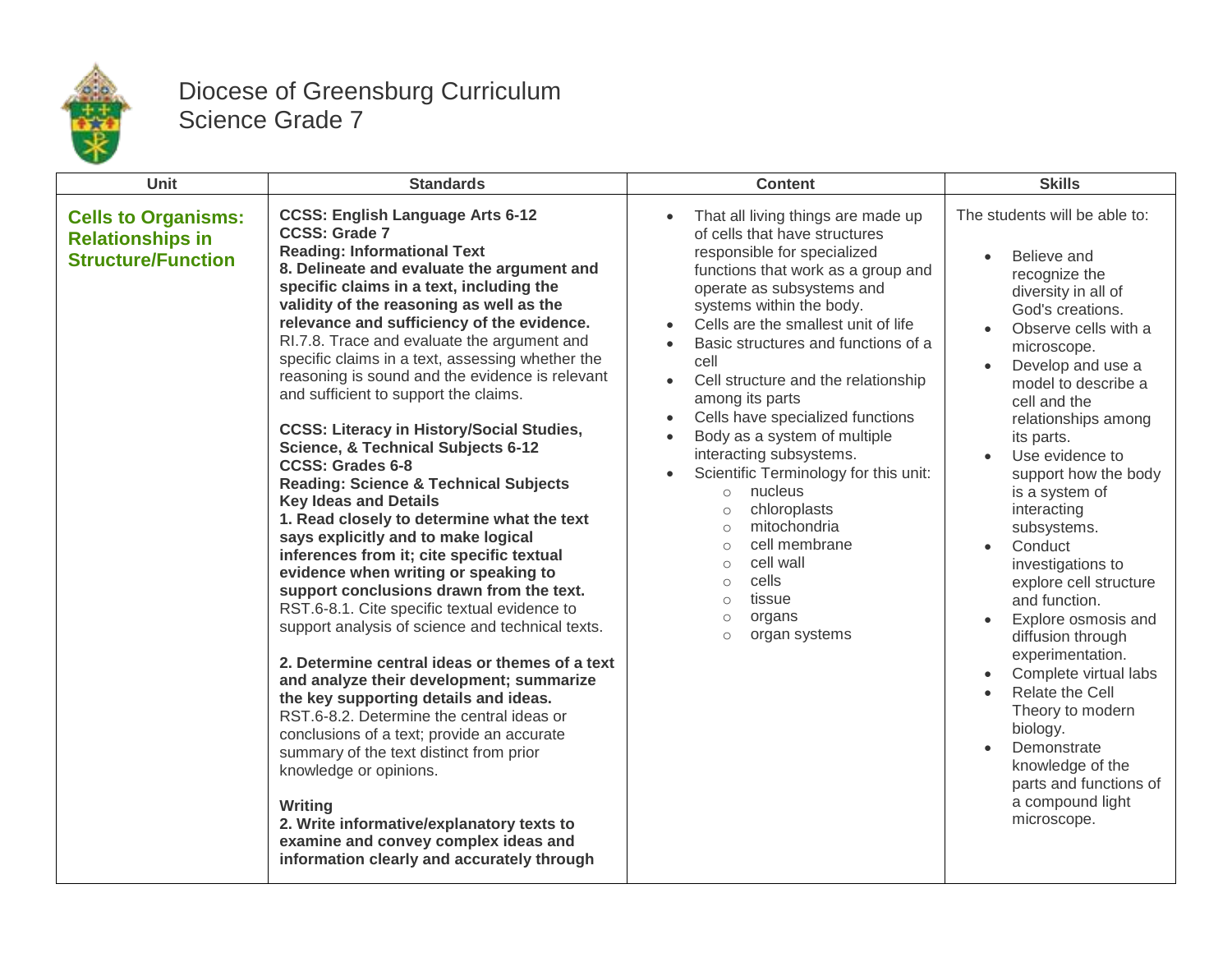# Diocese of Greensburg Curriculum
## Science Grade 7

| Unit | Standards | Content | Skills |
|---|---|---|---|
| **Cells to Organisms: Relationships in Structure/Function** | **CCSS: English Language Arts 6-12**<br>**CCSS: Grade 7**<br>**Reading: Informational Text**<br>**8. Delineate and evaluate the argument and specific claims in a text, including the validity of the reasoning as well as the relevance and sufficiency of the evidence.**<br>RI.7.8. Trace and evaluate the argument and specific claims in a text, assessing whether the reasoning is sound and the evidence is relevant and sufficient to support the claims.<br><br>**CCSS: Literacy in History/Social Studies, Science, & Technical Subjects 6-12**<br>**CCSS: Grades 6-8**<br>**Reading: Science & Technical Subjects**<br>**Key Ideas and Details**<br>**1. Read closely to determine what the text says explicitly and to make logical inferences from it; cite specific textual evidence when writing or speaking to support conclusions drawn from the text.**<br>RST.6-8.1. Cite specific textual evidence to support analysis of science and technical texts.<br><br>**2. Determine central ideas or themes of a text and analyze their development; summarize the key supporting details and ideas.**<br>RST.6-8.2. Determine the central ideas or conclusions of a text; provide an accurate summary of the text distinct from prior knowledge or opinions.<br><br>**Writing**<br>**2. Write informative/explanatory texts to examine and convey complex ideas and information clearly and accurately through** | • That all living things are made up of cells that have structures responsible for specialized functions that work as a group and operate as subsystems and systems within the body.<br>• Cells are the smallest unit of life<br>• Basic structures and functions of a cell<br>• Cell structure and the relationship among its parts<br>• Cells have specialized functions<br>• Body as a system of multiple interacting subsystems.<br>• Scientific Terminology for this unit:<br>  ○ nucleus<br>  ○ chloroplasts<br>  ○ mitochondria<br>  ○ cell membrane<br>  ○ cell wall<br>  ○ cells<br>  ○ tissue<br>  ○ organs<br>  ○ organ systems | The students will be able to:<br><br>• Believe and recognize the diversity in all of God's creations.<br>• Observe cells with a microscope.<br>• Develop and use a model to describe a cell and the relationships among its parts.<br>• Use evidence to support how the body is a system of interacting subsystems.<br>• Conduct investigations to explore cell structure and function.<br>• Explore osmosis and diffusion through experimentation.<br>• Complete virtual labs<br>• Relate the Cell Theory to modern biology.<br>• Demonstrate knowledge of the parts and functions of a compound light microscope. |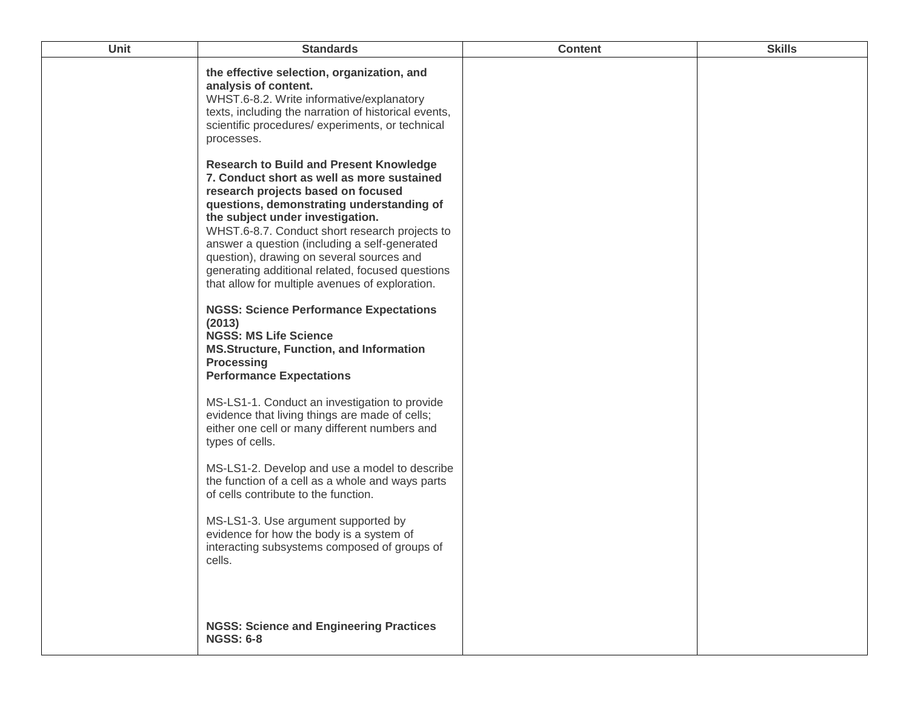| Unit | Standards | Content | Skills |
|---|---|---|---|
| | **the effective selection, organization, and analysis of content.**<br>WHST.6-8.2. Write informative/explanatory texts, including the narration of historical events, scientific procedures/ experiments, or technical processes.<br><br>**Research to Build and Present Knowledge**<br>**7. Conduct short as well as more sustained research projects based on focused questions, demonstrating understanding of the subject under investigation.**<br>WHST.6-8.7. Conduct short research projects to answer a question (including a self-generated question), drawing on several sources and generating additional related, focused questions that allow for multiple avenues of exploration.<br><br>**NGSS: Science Performance Expectations (2013)**<br>**NGSS: MS Life Science**<br>**MS.Structure, Function, and Information Processing**<br>**Performance Expectations**<br><br>MS-LS1-1. Conduct an investigation to provide evidence that living things are made of cells; either one cell or many different numbers and types of cells.<br><br>MS-LS1-2. Develop and use a model to describe the function of a cell as a whole and ways parts of cells contribute to the function.<br><br>MS-LS1-3. Use argument supported by evidence for how the body is a system of interacting subsystems composed of groups of cells.<br><br>**NGSS: Science and Engineering Practices**<br>**NGSS: 6-8** | | |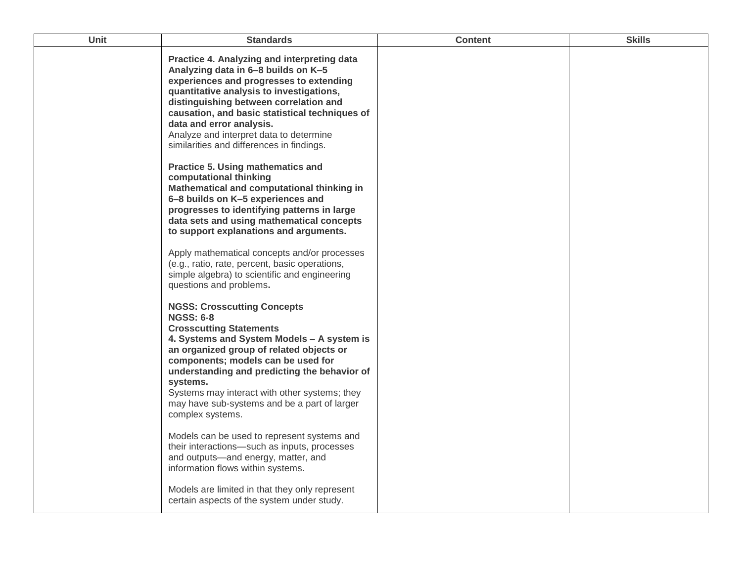| Unit | Standards | Content | Skills |
| --- | --- | --- | --- |
| | **Practice 4. Analyzing and interpreting data Analyzing data in 6–8 builds on K–5 experiences and progresses to extending quantitative analysis to investigations, distinguishing between correlation and causation, and basic statistical techniques of data and error analysis.**<br>Analyze and interpret data to determine similarities and differences in findings.<br><br>**Practice 5. Using mathematics and computational thinking**<br>**Mathematical and computational thinking in 6–8 builds on K–5 experiences and progresses to identifying patterns in large data sets and using mathematical concepts to support explanations and arguments.**<br><br>Apply mathematical concepts and/or processes (e.g., ratio, rate, percent, basic operations, simple algebra) to scientific and engineering questions and problems**.**<br><br>**NGSS: Crosscutting Concepts**<br>**NGSS: 6-8**<br>**Crosscutting Statements**<br>**4. Systems and System Models – A system is an organized group of related objects or components; models can be used for understanding and predicting the behavior of systems.**<br>Systems may interact with other systems; they may have sub-systems and be a part of larger complex systems.<br><br>Models can be used to represent systems and their interactions—such as inputs, processes and outputs—and energy, matter, and information flows within systems.<br><br>Models are limited in that they only represent certain aspects of the system under study. | | |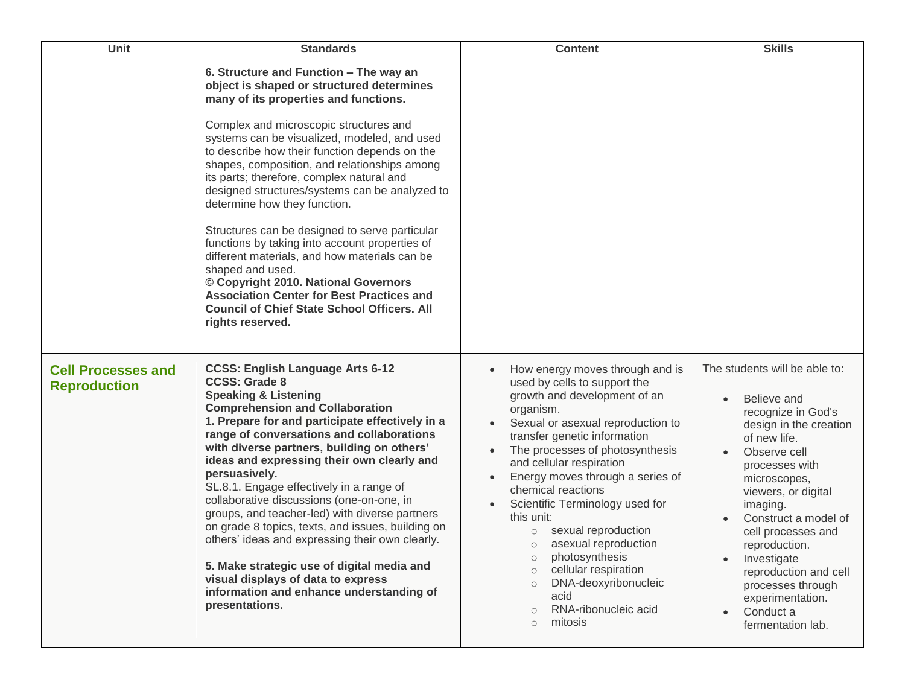| Unit | Standards | Content | Skills |
|---|---|---|---|
| | **6. Structure and Function – The way an object is shaped or structured determines many of its properties and functions.**<br><br>Complex and microscopic structures and systems can be visualized, modeled, and used to describe how their function depends on the shapes, composition, and relationships among its parts; therefore, complex natural and designed structures/systems can be analyzed to determine how they function.<br><br>Structures can be designed to serve particular functions by taking into account properties of different materials, and how materials can be shaped and used.<br>**© Copyright 2010. National Governors Association Center for Best Practices and Council of Chief State School Officers. All rights reserved.** | | |
| **Cell Processes and Reproduction** | **CCSS: English Language Arts 6-12**<br>**CCSS: Grade 8**<br>**Speaking & Listening**<br>**Comprehension and Collaboration**<br>**1. Prepare for and participate effectively in a range of conversations and collaborations with diverse partners, building on others' ideas and expressing their own clearly and persuasively.**<br>SL.8.1. Engage effectively in a range of collaborative discussions (one-on-one, in groups, and teacher-led) with diverse partners on grade 8 topics, texts, and issues, building on others' ideas and expressing their own clearly.<br><br>**5. Make strategic use of digital media and visual displays of data to express information and enhance understanding of presentations.** | • How energy moves through and is used by cells to support the growth and development of an organism.<br>• Sexual or asexual reproduction to transfer genetic information<br>• The processes of photosynthesis and cellular respiration<br>• Energy moves through a series of chemical reactions<br>• Scientific Terminology used for this unit:<br>  ○ sexual reproduction<br>  ○ asexual reproduction<br>  ○ photosynthesis<br>  ○ cellular respiration<br>  ○ DNA-deoxyribonucleic acid<br>  ○ RNA-ribonucleic acid<br>  ○ mitosis | The students will be able to:<br><br>• Believe and recognize in God's design in the creation of new life.<br>• Observe cell processes with microscopes, viewers, or digital imaging.<br>• Construct a model of cell processes and reproduction.<br>• Investigate reproduction and cell processes through experimentation.<br>• Conduct a fermentation lab. |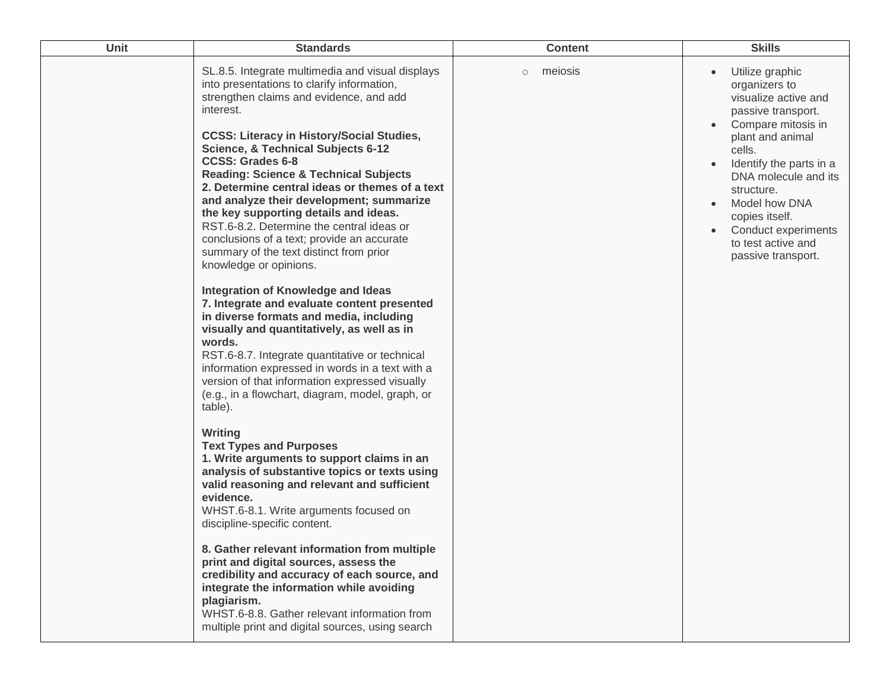| Unit | Standards | Content | Skills |
|---|---|---|---|
| | SL.8.5. Integrate multimedia and visual displays into presentations to clarify information, strengthen claims and evidence, and add interest.<br><br>**CCSS: Literacy in History/Social Studies, Science, & Technical Subjects 6-12**<br>**CCSS: Grades 6-8**<br>**Reading: Science & Technical Subjects**<br>**2. Determine central ideas or themes of a text and analyze their development; summarize the key supporting details and ideas.**<br>RST.6-8.2. Determine the central ideas or conclusions of a text; provide an accurate summary of the text distinct from prior knowledge or opinions.<br><br>**Integration of Knowledge and Ideas**<br>**7. Integrate and evaluate content presented in diverse formats and media, including visually and quantitatively, as well as in words.**<br>RST.6-8.7. Integrate quantitative or technical information expressed in words in a text with a version of that information expressed visually (e.g., in a flowchart, diagram, model, graph, or table).<br><br>**Writing**<br>**Text Types and Purposes**<br>**1. Write arguments to support claims in an analysis of substantive topics or texts using valid reasoning and relevant and sufficient evidence.**<br>WHST.6-8.1. Write arguments focused on discipline-specific content.<br><br>**8. Gather relevant information from multiple print and digital sources, assess the credibility and accuracy of each source, and integrate the information while avoiding plagiarism.**<br>WHST.6-8.8. Gather relevant information from multiple print and digital sources, using search | ○ meiosis | • Utilize graphic organizers to visualize active and passive transport.<br>• Compare mitosis in plant and animal cells.<br>• Identify the parts in a DNA molecule and its structure.<br>• Model how DNA copies itself.<br>• Conduct experiments to test active and passive transport. |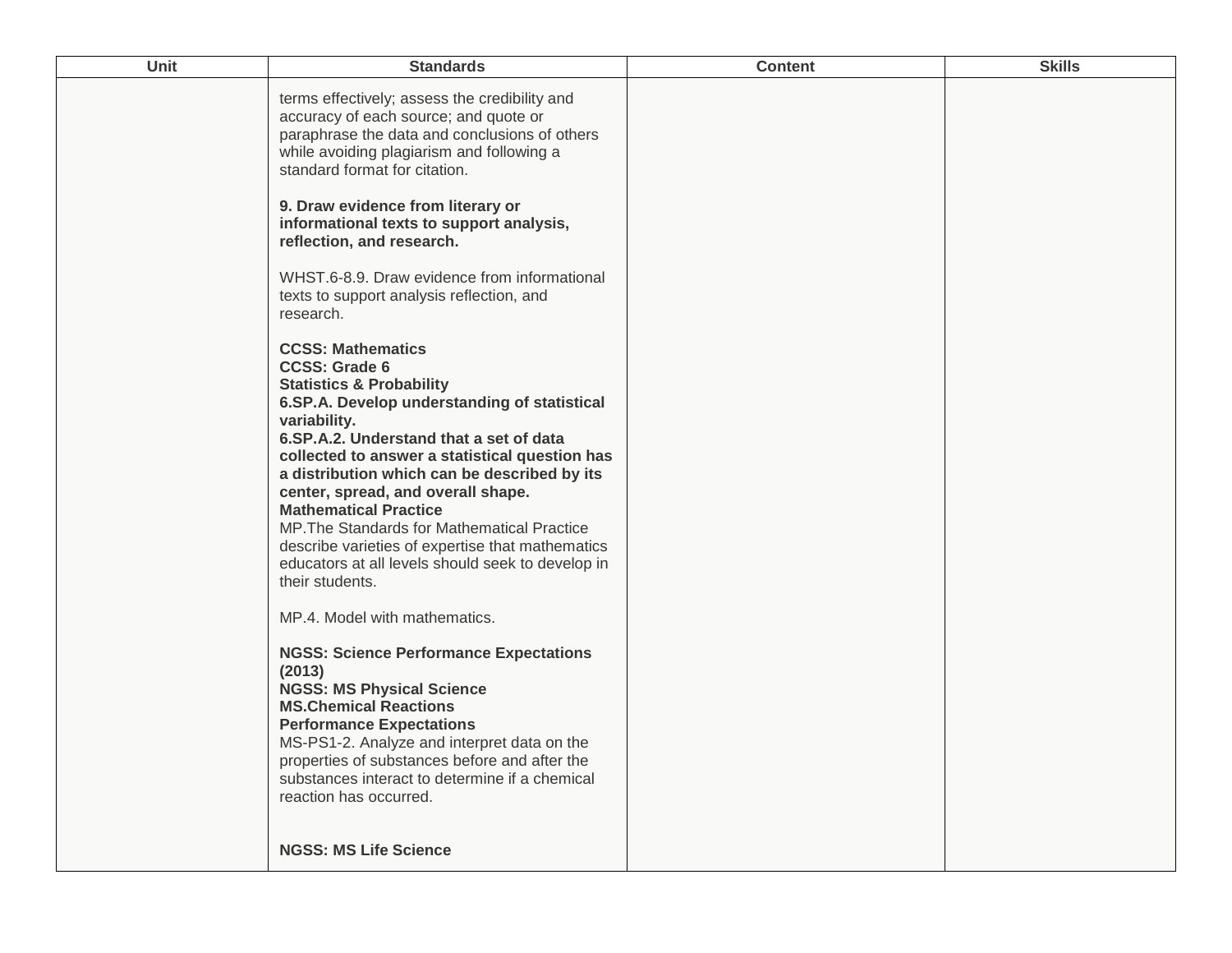| Unit | Standards | Content | Skills |
|---|---|---|---|
| | terms effectively; assess the credibility and accuracy of each source; and quote or paraphrase the data and conclusions of others while avoiding plagiarism and following a standard format for citation.<br><br>**9. Draw evidence from literary or informational texts to support analysis, reflection, and research.**<br><br>WHST.6-8.9. Draw evidence from informational texts to support analysis reflection, and research.<br><br>**CCSS: Mathematics**<br>**CCSS: Grade 6**<br>**Statistics & Probability**<br>**6.SP.A. Develop understanding of statistical variability.**<br>**6.SP.A.2. Understand that a set of data collected to answer a statistical question has a distribution which can be described by its center, spread, and overall shape.**<br>**Mathematical Practice**<br>MP.The Standards for Mathematical Practice describe varieties of expertise that mathematics educators at all levels should seek to develop in their students.<br><br>MP.4. Model with mathematics.<br><br>**NGSS: Science Performance Expectations (2013)**<br>**NGSS: MS Physical Science**<br>**MS.Chemical Reactions**<br>**Performance Expectations**<br>MS-PS1-2. Analyze and interpret data on the properties of substances before and after the substances interact to determine if a chemical reaction has occurred.<br><br>**NGSS: MS Life Science** | | |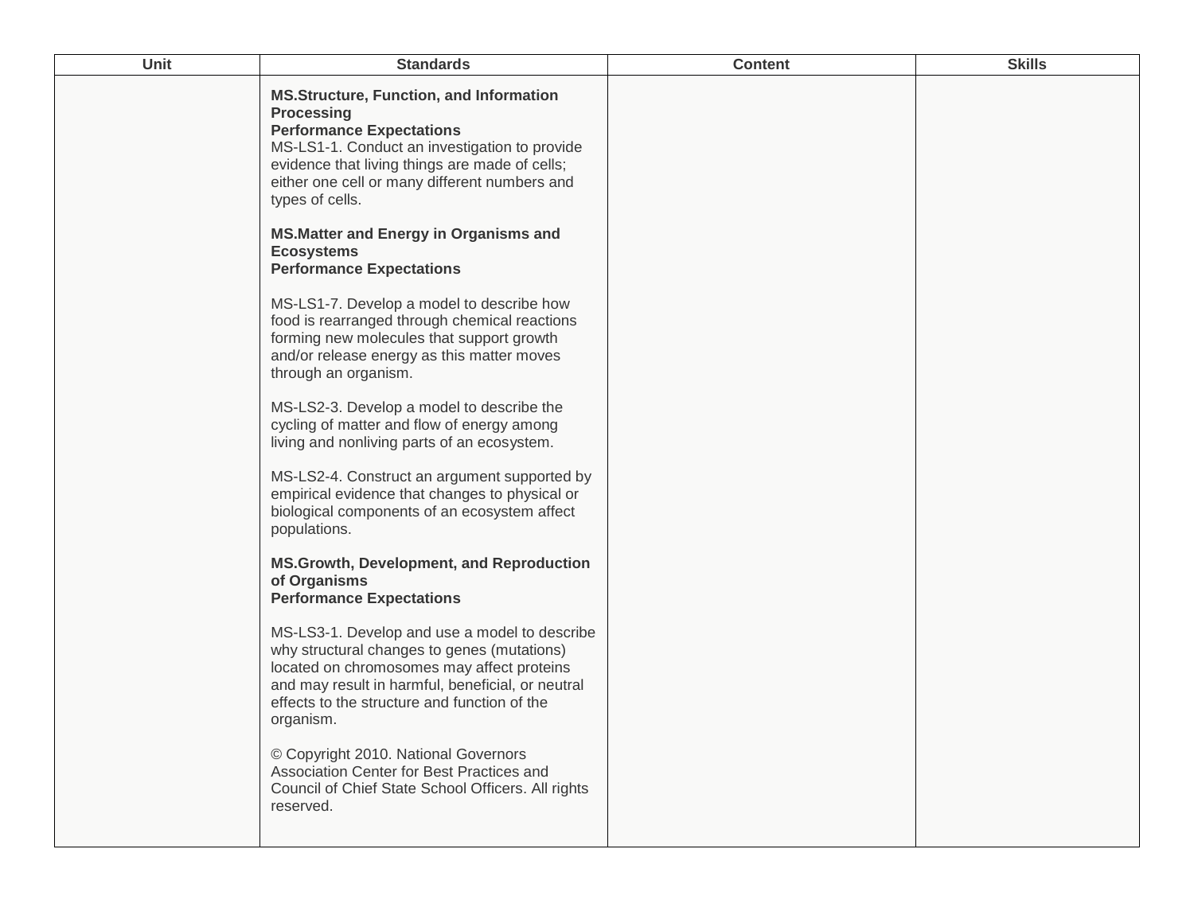| Unit | Standards | Content | Skills |
| --- | --- | --- | --- |
| | **MS.Structure, Function, and Information Processing**<br>**Performance Expectations**<br>MS-LS1-1. Conduct an investigation to provide evidence that living things are made of cells; either one cell or many different numbers and types of cells.<br><br>**MS.Matter and Energy in Organisms and Ecosystems**<br>**Performance Expectations**<br><br>MS-LS1-7. Develop a model to describe how food is rearranged through chemical reactions forming new molecules that support growth and/or release energy as this matter moves through an organism.<br><br>MS-LS2-3. Develop a model to describe the cycling of matter and flow of energy among living and nonliving parts of an ecosystem.<br><br>MS-LS2-4. Construct an argument supported by empirical evidence that changes to physical or biological components of an ecosystem affect populations.<br><br>**MS.Growth, Development, and Reproduction of Organisms**<br>**Performance Expectations**<br><br>MS-LS3-1. Develop and use a model to describe why structural changes to genes (mutations) located on chromosomes may affect proteins and may result in harmful, beneficial, or neutral effects to the structure and function of the organism.<br><br>© Copyright 2010. National Governors Association Center for Best Practices and Council of Chief State School Officers. All rights reserved. | | |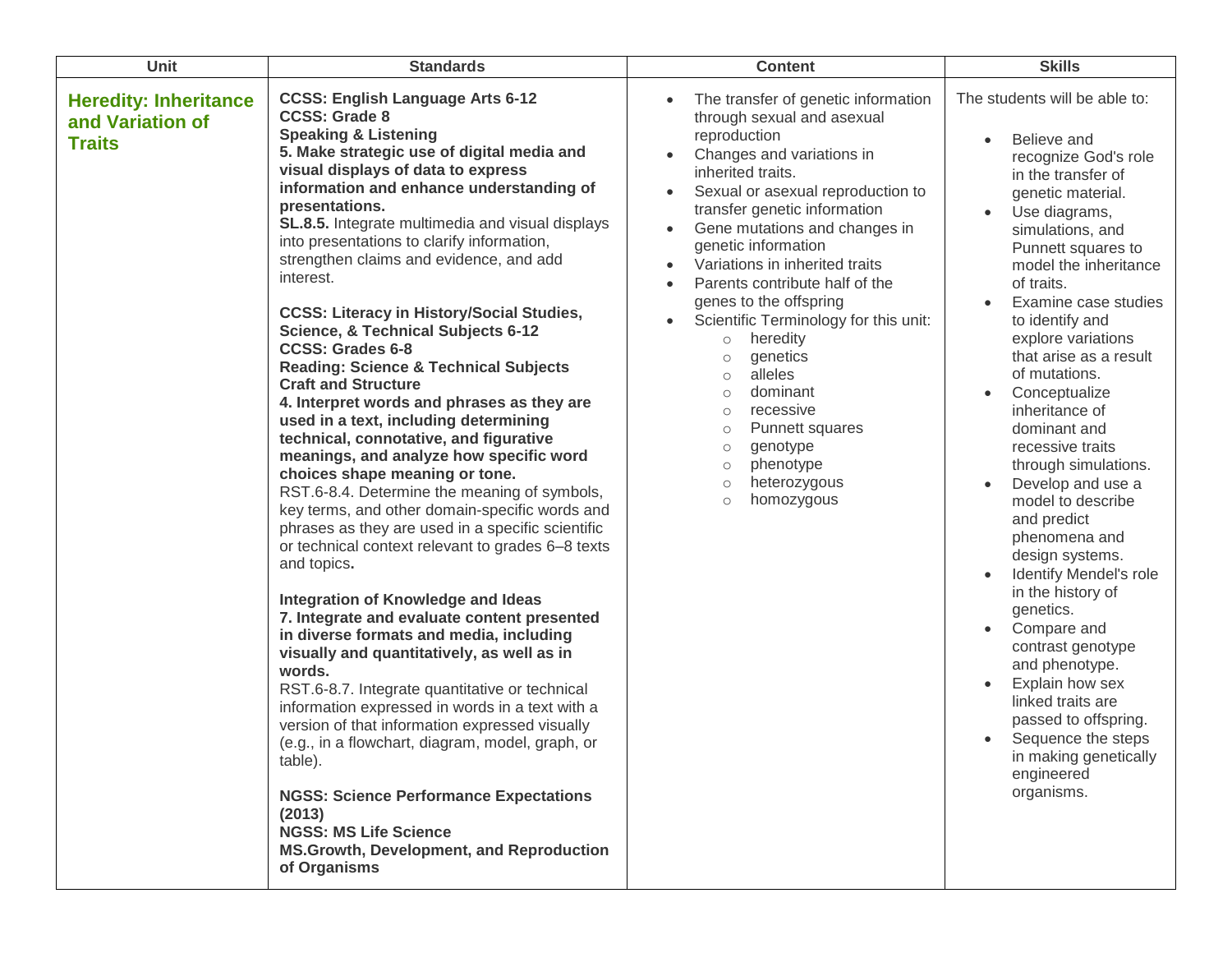| Unit | Standards | Content | Skills |
| --- | --- | --- | --- |
| **Heredity: Inheritance and Variation of Traits** | **CCSS: English Language Arts 6-12**<br>**CCSS: Grade 8**<br>**Speaking & Listening**<br>**5. Make strategic use of digital media and visual displays of data to express information and enhance understanding of presentations.**<br>**SL.8.5.** Integrate multimedia and visual displays into presentations to clarify information, strengthen claims and evidence, and add interest.<br><br>**CCSS: Literacy in History/Social Studies, Science, & Technical Subjects 6-12**<br>**CCSS: Grades 6-8**<br>**Reading: Science & Technical Subjects**<br>**Craft and Structure**<br>**4. Interpret words and phrases as they are used in a text, including determining technical, connotative, and figurative meanings, and analyze how specific word choices shape meaning or tone.**<br>RST.6-8.4. Determine the meaning of symbols, key terms, and other domain-specific words and phrases as they are used in a specific scientific or technical context relevant to grades 6–8 texts and topics**.**<br><br>**Integration of Knowledge and Ideas**<br>**7. Integrate and evaluate content presented in diverse formats and media, including visually and quantitatively, as well as in words.**<br>RST.6-8.7. Integrate quantitative or technical information expressed in words in a text with a version of that information expressed visually (e.g., in a flowchart, diagram, model, graph, or table).<br><br>**NGSS: Science Performance Expectations (2013)**<br>**NGSS: MS Life Science**<br>**MS.Growth, Development, and Reproduction of Organisms** | • The transfer of genetic information through sexual and asexual reproduction<br>• Changes and variations in inherited traits.<br>• Sexual or asexual reproduction to transfer genetic information<br>• Gene mutations and changes in genetic information<br>• Variations in inherited traits<br>• Parents contribute half of the genes to the offspring<br>• Scientific Terminology for this unit:<br>  ○ heredity<br>  ○ genetics<br>  ○ alleles<br>  ○ dominant<br>  ○ recessive<br>  ○ Punnett squares<br>  ○ genotype<br>  ○ phenotype<br>  ○ heterozygous<br>  ○ homozygous | The students will be able to:<br><br>• Believe and recognize God's role in the transfer of genetic material.<br>• Use diagrams, simulations, and Punnett squares to model the inheritance of traits.<br>• Examine case studies to identify and explore variations that arise as a result of mutations.<br>• Conceptualize inheritance of dominant and recessive traits through simulations.<br>• Develop and use a model to describe and predict phenomena and design systems.<br>• Identify Mendel's role in the history of genetics.<br>• Compare and contrast genotype and phenotype.<br>• Explain how sex linked traits are passed to offspring.<br>• Sequence the steps in making genetically engineered organisms. |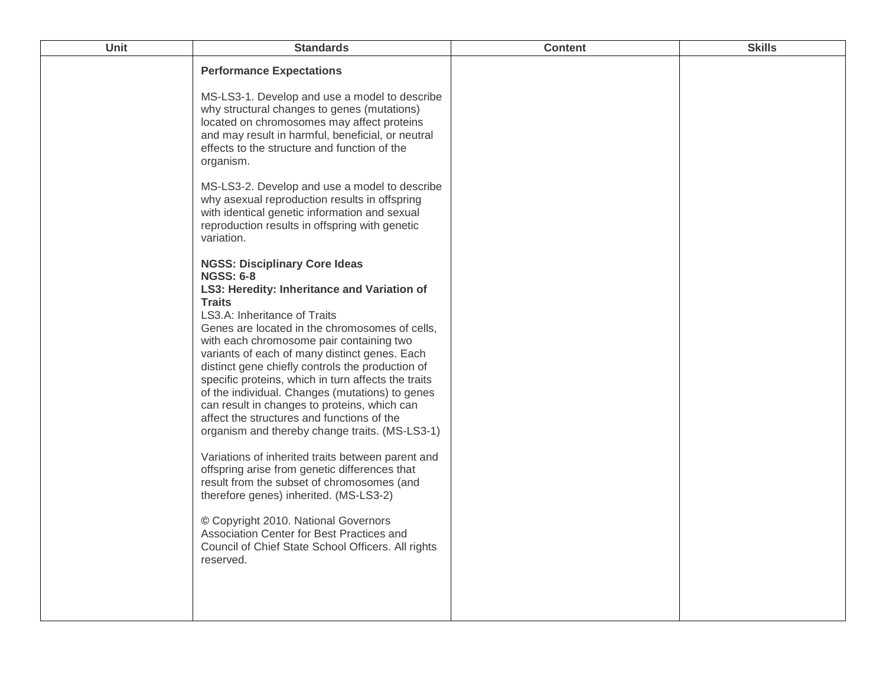| Unit | Standards | Content | Skills |
| --- | --- | --- | --- |
| | **Performance Expectations**<br><br>MS-LS3-1. Develop and use a model to describe why structural changes to genes (mutations) located on chromosomes may affect proteins and may result in harmful, beneficial, or neutral effects to the structure and function of the organism.<br><br>MS-LS3-2. Develop and use a model to describe why asexual reproduction results in offspring with identical genetic information and sexual reproduction results in offspring with genetic variation.<br><br>**NGSS: Disciplinary Core Ideas**<br>**NGSS: 6-8**<br>**LS3: Heredity: Inheritance and Variation of Traits**<br>LS3.A: Inheritance of Traits<br>Genes are located in the chromosomes of cells, with each chromosome pair containing two variants of each of many distinct genes. Each distinct gene chiefly controls the production of specific proteins, which in turn affects the traits of the individual. Changes (mutations) to genes can result in changes to proteins, which can affect the structures and functions of the organism and thereby change traits. (MS-LS3-1)<br><br>Variations of inherited traits between parent and offspring arise from genetic differences that result from the subset of chromosomes (and therefore genes) inherited. (MS-LS3-2)<br><br>© Copyright 2010. National Governors Association Center for Best Practices and Council of Chief State School Officers. All rights reserved. | | |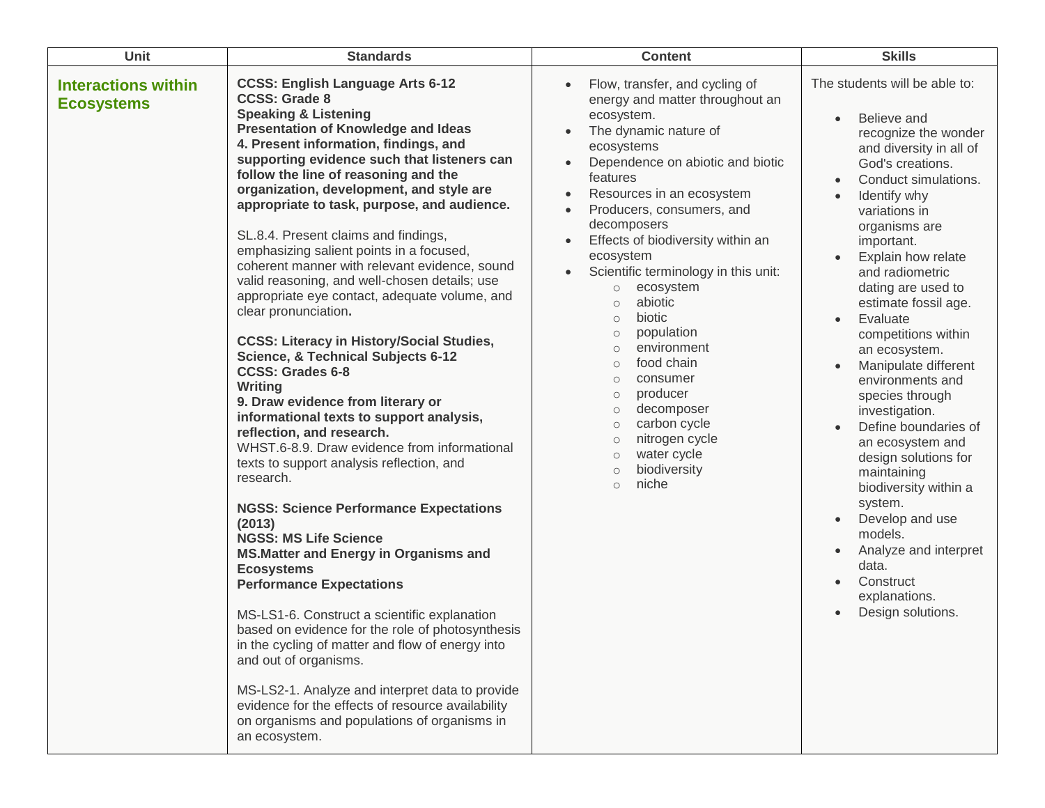| Unit | Standards | Content | Skills |
|---|---|---|---|
| **Interactions within Ecosystems** | **CCSS: English Language Arts 6-12**<br>**CCSS: Grade 8**<br>**Speaking & Listening**<br>**Presentation of Knowledge and Ideas**<br>**4. Present information, findings, and supporting evidence such that listeners can follow the line of reasoning and the organization, development, and style are appropriate to task, purpose, and audience.**<br><br>SL.8.4. Present claims and findings, emphasizing salient points in a focused, coherent manner with relevant evidence, sound valid reasoning, and well-chosen details; use appropriate eye contact, adequate volume, and clear pronunciation.<br><br>**CCSS: Literacy in History/Social Studies, Science, & Technical Subjects 6-12**<br>**CCSS: Grades 6-8**<br>**Writing**<br>**9. Draw evidence from literary or informational texts to support analysis, reflection, and research.**<br>WHST.6-8.9. Draw evidence from informational texts to support analysis reflection, and research.<br><br>**NGSS: Science Performance Expectations (2013)**<br>**NGSS: MS Life Science**<br>**MS.Matter and Energy in Organisms and Ecosystems**<br>**Performance Expectations**<br><br>MS-LS1-6. Construct a scientific explanation based on evidence for the role of photosynthesis in the cycling of matter and flow of energy into and out of organisms.<br><br>MS-LS2-1. Analyze and interpret data to provide evidence for the effects of resource availability on organisms and populations of organisms in an ecosystem. | • Flow, transfer, and cycling of energy and matter throughout an ecosystem.<br>• The dynamic nature of ecosystems<br>• Dependence on abiotic and biotic features<br>• Resources in an ecosystem<br>• Producers, consumers, and decomposers<br>• Effects of biodiversity within an ecosystem<br>• Scientific terminology in this unit:<br>&nbsp;&nbsp;&nbsp;&nbsp;○ ecosystem<br>&nbsp;&nbsp;&nbsp;&nbsp;○ abiotic<br>&nbsp;&nbsp;&nbsp;&nbsp;○ biotic<br>&nbsp;&nbsp;&nbsp;&nbsp;○ population<br>&nbsp;&nbsp;&nbsp;&nbsp;○ environment<br>&nbsp;&nbsp;&nbsp;&nbsp;○ food chain<br>&nbsp;&nbsp;&nbsp;&nbsp;○ consumer<br>&nbsp;&nbsp;&nbsp;&nbsp;○ producer<br>&nbsp;&nbsp;&nbsp;&nbsp;○ decomposer<br>&nbsp;&nbsp;&nbsp;&nbsp;○ carbon cycle<br>&nbsp;&nbsp;&nbsp;&nbsp;○ nitrogen cycle<br>&nbsp;&nbsp;&nbsp;&nbsp;○ water cycle<br>&nbsp;&nbsp;&nbsp;&nbsp;○ biodiversity<br>&nbsp;&nbsp;&nbsp;&nbsp;○ niche | The students will be able to:<br><br>• Believe and recognize the wonder and diversity in all of God's creations.<br>• Conduct simulations.<br>• Identify why variations in organisms are important.<br>• Explain how relate and radiometric dating are used to estimate fossil age.<br>• Evaluate competitions within an ecosystem.<br>• Manipulate different environments and species through investigation.<br>• Define boundaries of an ecosystem and design solutions for maintaining biodiversity within a system.<br>• Develop and use models.<br>• Analyze and interpret data.<br>• Construct explanations.<br>• Design solutions. |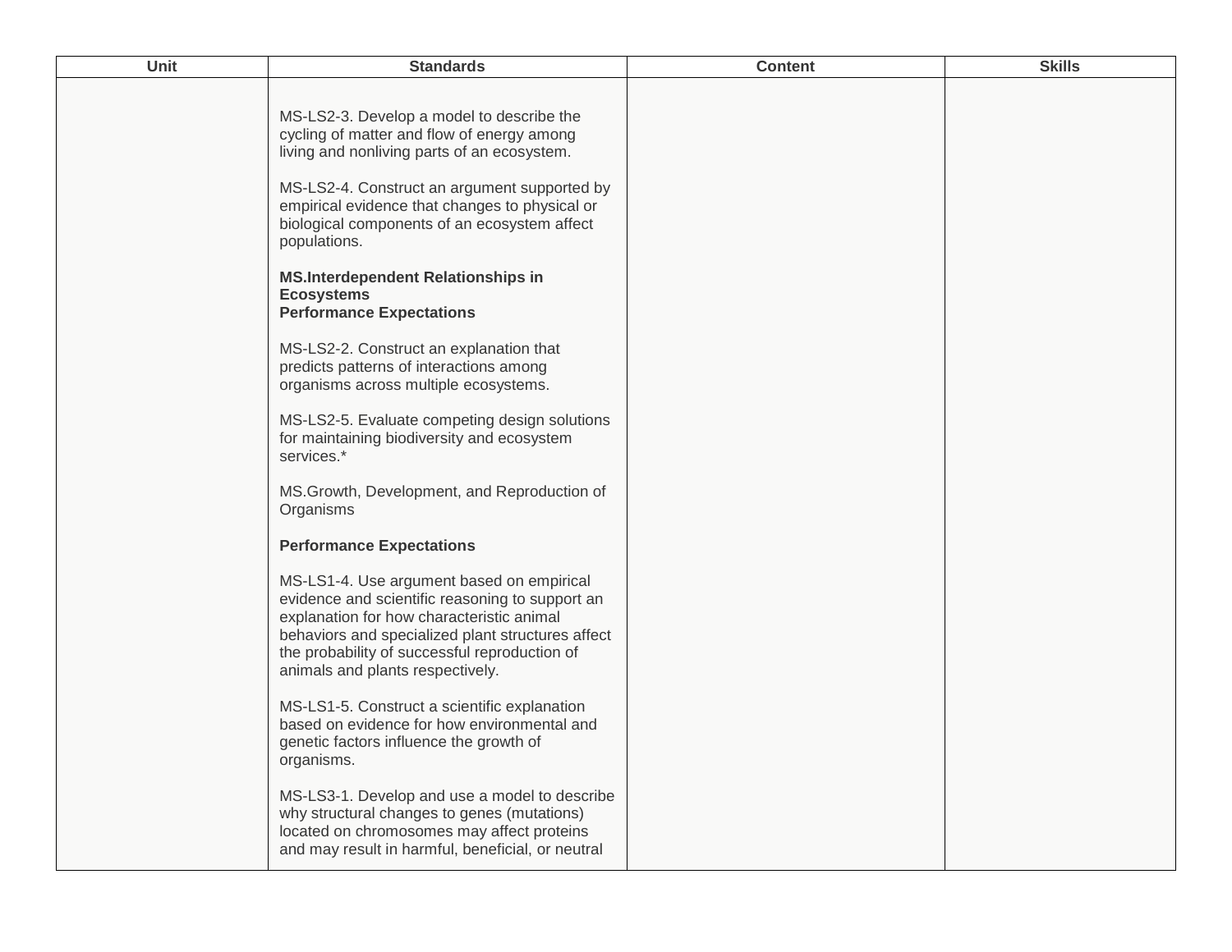| Unit | Standards | Content | Skills |
|---|---|---|---|
| | MS-LS2-3. Develop a model to describe the cycling of matter and flow of energy among living and nonliving parts of an ecosystem.<br><br>MS-LS2-4. Construct an argument supported by empirical evidence that changes to physical or biological components of an ecosystem affect populations.<br><br>**MS.Interdependent Relationships in Ecosystems**<br>**Performance Expectations**<br><br>MS-LS2-2. Construct an explanation that predicts patterns of interactions among organisms across multiple ecosystems.<br><br>MS-LS2-5. Evaluate competing design solutions for maintaining biodiversity and ecosystem services.*<br><br>MS.Growth, Development, and Reproduction of Organisms<br><br>**Performance Expectations**<br><br>MS-LS1-4. Use argument based on empirical evidence and scientific reasoning to support an explanation for how characteristic animal behaviors and specialized plant structures affect the probability of successful reproduction of animals and plants respectively.<br><br>MS-LS1-5. Construct a scientific explanation based on evidence for how environmental and genetic factors influence the growth of organisms.<br><br>MS-LS3-1. Develop and use a model to describe why structural changes to genes (mutations) located on chromosomes may affect proteins and may result in harmful, beneficial, or neutral | | |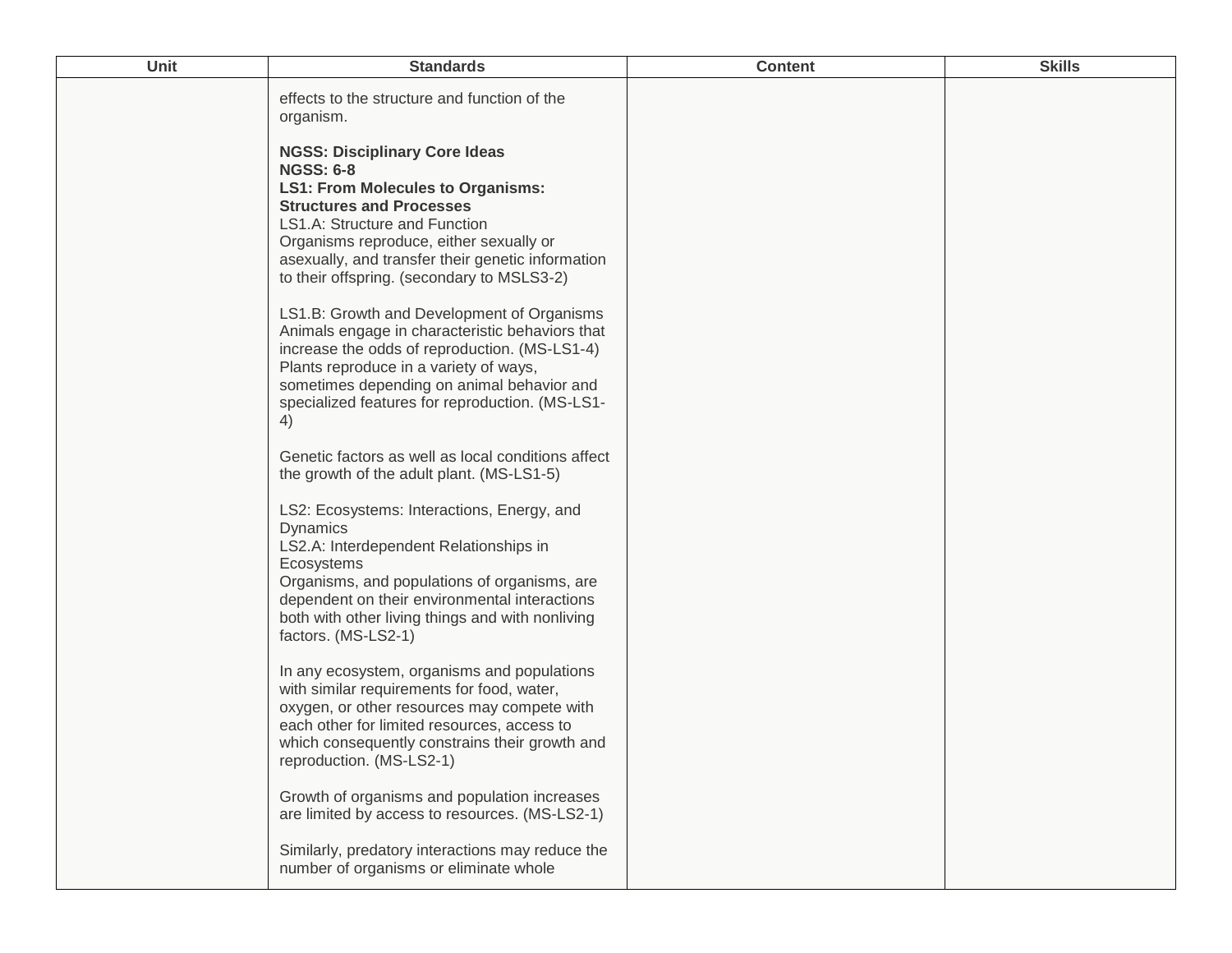| Unit | Standards | Content | Skills |
| --- | --- | --- | --- |
| | effects to the structure and function of the organism.<br><br>**NGSS: Disciplinary Core Ideas**<br>**NGSS: 6-8**<br>**LS1: From Molecules to Organisms: Structures and Processes**<br>LS1.A: Structure and Function<br>Organisms reproduce, either sexually or asexually, and transfer their genetic information to their offspring. (secondary to MSLS3-2)<br><br>LS1.B: Growth and Development of Organisms<br>Animals engage in characteristic behaviors that increase the odds of reproduction. (MS-LS1-4)<br>Plants reproduce in a variety of ways, sometimes depending on animal behavior and specialized features for reproduction. (MS-LS1-4)<br><br>Genetic factors as well as local conditions affect the growth of the adult plant. (MS-LS1-5)<br><br>LS2: Ecosystems: Interactions, Energy, and Dynamics<br>LS2.A: Interdependent Relationships in Ecosystems<br>Organisms, and populations of organisms, are dependent on their environmental interactions both with other living things and with nonliving factors. (MS-LS2-1)<br><br>In any ecosystem, organisms and populations with similar requirements for food, water, oxygen, or other resources may compete with each other for limited resources, access to which consequently constrains their growth and reproduction. (MS-LS2-1)<br><br>Growth of organisms and population increases are limited by access to resources. (MS-LS2-1)<br><br>Similarly, predatory interactions may reduce the number of organisms or eliminate whole | | |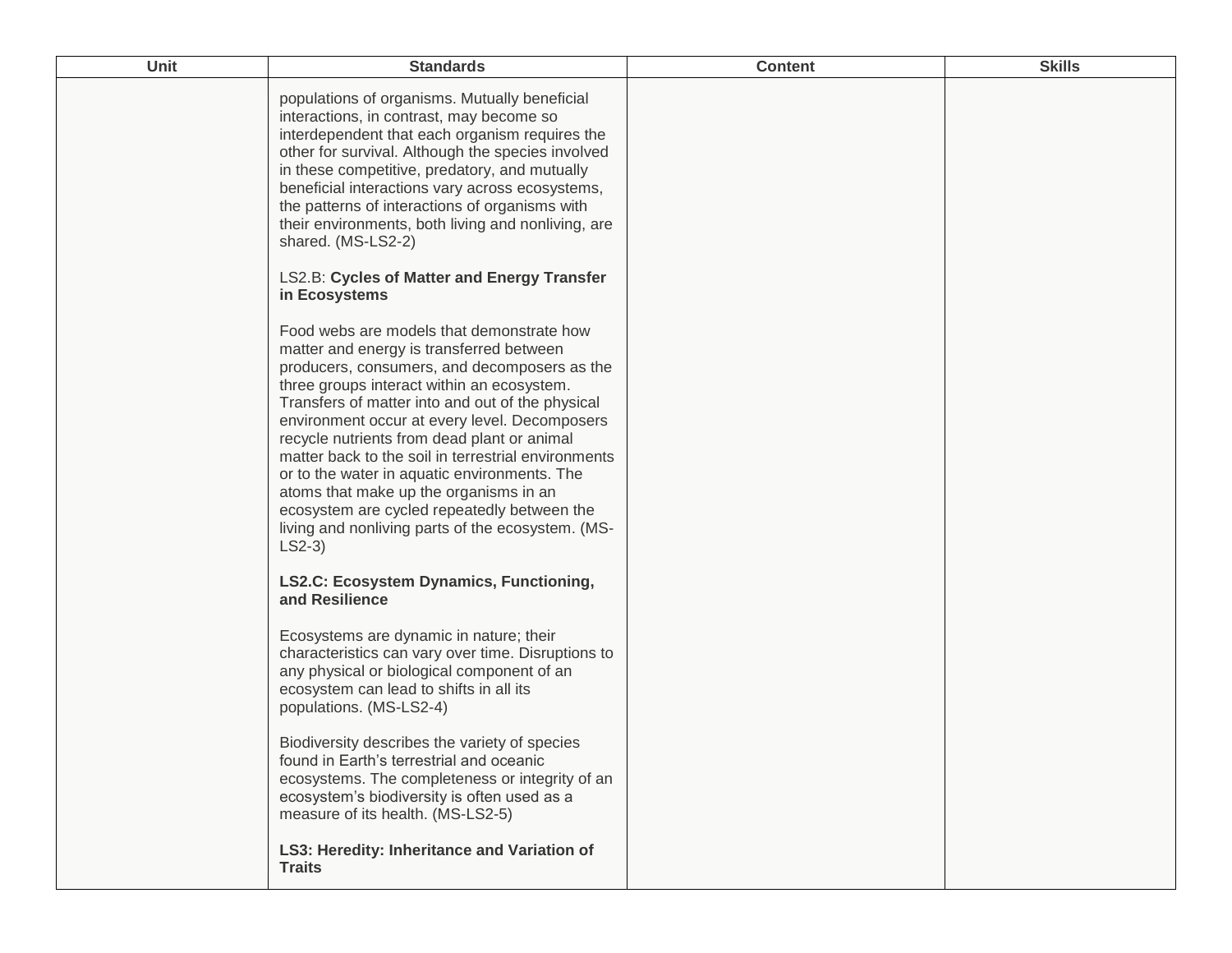| Unit | Standards | Content | Skills |
|---|---|---|---|
| | populations of organisms. Mutually beneficial interactions, in contrast, may become so interdependent that each organism requires the other for survival. Although the species involved in these competitive, predatory, and mutually beneficial interactions vary across ecosystems, the patterns of interactions of organisms with their environments, both living and nonliving, are shared. (MS-LS2-2)<br><br>LS2.B: **Cycles of Matter and Energy Transfer in Ecosystems**<br><br>Food webs are models that demonstrate how matter and energy is transferred between producers, consumers, and decomposers as the three groups interact within an ecosystem. Transfers of matter into and out of the physical environment occur at every level. Decomposers recycle nutrients from dead plant or animal matter back to the soil in terrestrial environments or to the water in aquatic environments. The atoms that make up the organisms in an ecosystem are cycled repeatedly between the living and nonliving parts of the ecosystem. (MS-LS2-3)<br><br>**LS2.C: Ecosystem Dynamics, Functioning, and Resilience**<br><br>Ecosystems are dynamic in nature; their characteristics can vary over time. Disruptions to any physical or biological component of an ecosystem can lead to shifts in all its populations. (MS-LS2-4)<br><br>Biodiversity describes the variety of species found in Earth's terrestrial and oceanic ecosystems. The completeness or integrity of an ecosystem's biodiversity is often used as a measure of its health. (MS-LS2-5)<br><br>**LS3: Heredity: Inheritance and Variation of Traits** | | |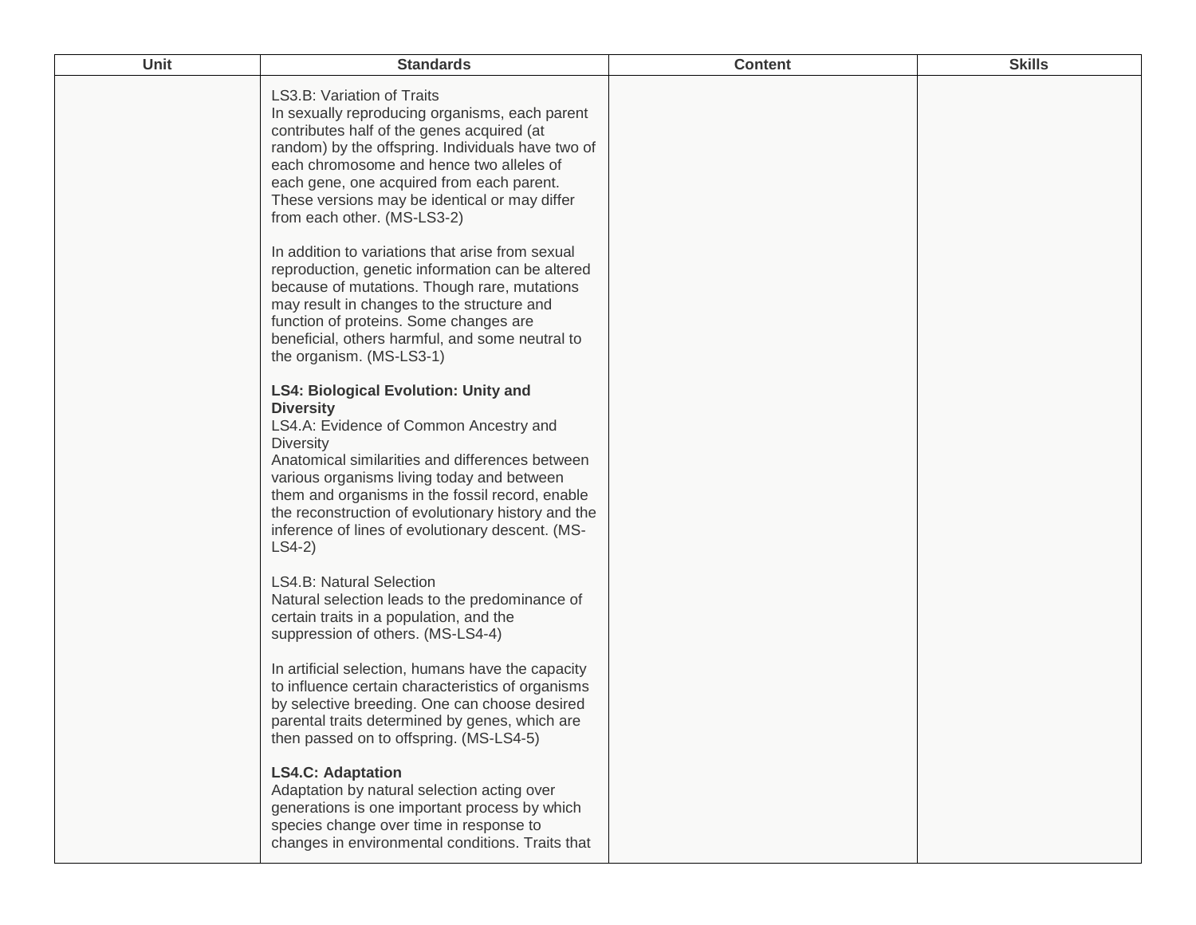| Unit | Standards | Content | Skills |
| --- | --- | --- | --- |
| | LS3.B: Variation of Traits<br>In sexually reproducing organisms, each parent contributes half of the genes acquired (at random) by the offspring. Individuals have two of each chromosome and hence two alleles of each gene, one acquired from each parent. These versions may be identical or may differ from each other. (MS-LS3-2)<br><br>In addition to variations that arise from sexual reproduction, genetic information can be altered because of mutations. Though rare, mutations may result in changes to the structure and function of proteins. Some changes are beneficial, others harmful, and some neutral to the organism. (MS-LS3-1)<br><br>**LS4: Biological Evolution: Unity and Diversity**<br>LS4.A: Evidence of Common Ancestry and Diversity<br>Anatomical similarities and differences between various organisms living today and between them and organisms in the fossil record, enable the reconstruction of evolutionary history and the inference of lines of evolutionary descent. (MS-LS4-2)<br><br>LS4.B: Natural Selection<br>Natural selection leads to the predominance of certain traits in a population, and the suppression of others. (MS-LS4-4)<br><br>In artificial selection, humans have the capacity to influence certain characteristics of organisms by selective breeding. One can choose desired parental traits determined by genes, which are then passed on to offspring. (MS-LS4-5)<br><br>**LS4.C: Adaptation**<br>Adaptation by natural selection acting over generations is one important process by which species change over time in response to changes in environmental conditions. Traits that | | |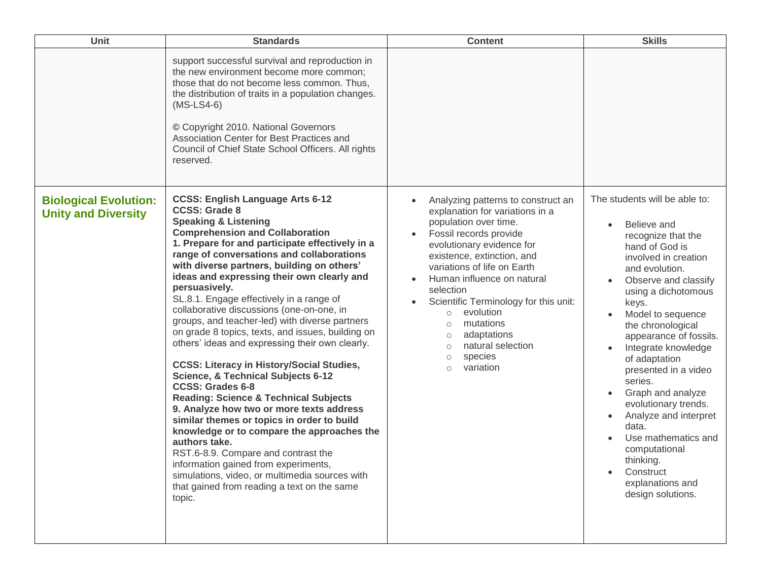| Unit | Standards | Content | Skills |
|---|---|---|---|
| | support successful survival and reproduction in the new environment become more common; those that do not become less common. Thus, the distribution of traits in a population changes. (MS-LS4-6)<br><br>© Copyright 2010. National Governors Association Center for Best Practices and Council of Chief State School Officers. All rights reserved. | | |
| **Biological Evolution: Unity and Diversity** | **CCSS: English Language Arts 6-12**<br>**CCSS: Grade 8**<br>**Speaking & Listening**<br>**Comprehension and Collaboration**<br>**1. Prepare for and participate effectively in a range of conversations and collaborations with diverse partners, building on others' ideas and expressing their own clearly and persuasively.**<br>SL.8.1. Engage effectively in a range of collaborative discussions (one-on-one, in groups, and teacher-led) with diverse partners on grade 8 topics, texts, and issues, building on others' ideas and expressing their own clearly.<br><br>**CCSS: Literacy in History/Social Studies, Science, & Technical Subjects 6-12**<br>**CCSS: Grades 6-8**<br>**Reading: Science & Technical Subjects**<br>**9. Analyze how two or more texts address similar themes or topics in order to build knowledge or to compare the approaches the authors take.**<br>RST.6-8.9. Compare and contrast the information gained from experiments, simulations, video, or multimedia sources with that gained from reading a text on the same topic. | • Analyzing patterns to construct an explanation for variations in a population over time.<br>• Fossil records provide evolutionary evidence for existence, extinction, and variations of life on Earth<br>• Human influence on natural selection<br>• Scientific Terminology for this unit:<br>&nbsp;&nbsp;○ evolution<br>&nbsp;&nbsp;○ mutations<br>&nbsp;&nbsp;○ adaptations<br>&nbsp;&nbsp;○ natural selection<br>&nbsp;&nbsp;○ species<br>&nbsp;&nbsp;○ variation | The students will be able to:<br><br>• Believe and recognize that the hand of God is involved in creation and evolution.<br>• Observe and classify using a dichotomous keys.<br>• Model to sequence the chronological appearance of fossils.<br>• Integrate knowledge of adaptation presented in a video series.<br>• Graph and analyze evolutionary trends.<br>• Analyze and interpret data.<br>• Use mathematics and computational thinking.<br>• Construct explanations and design solutions. |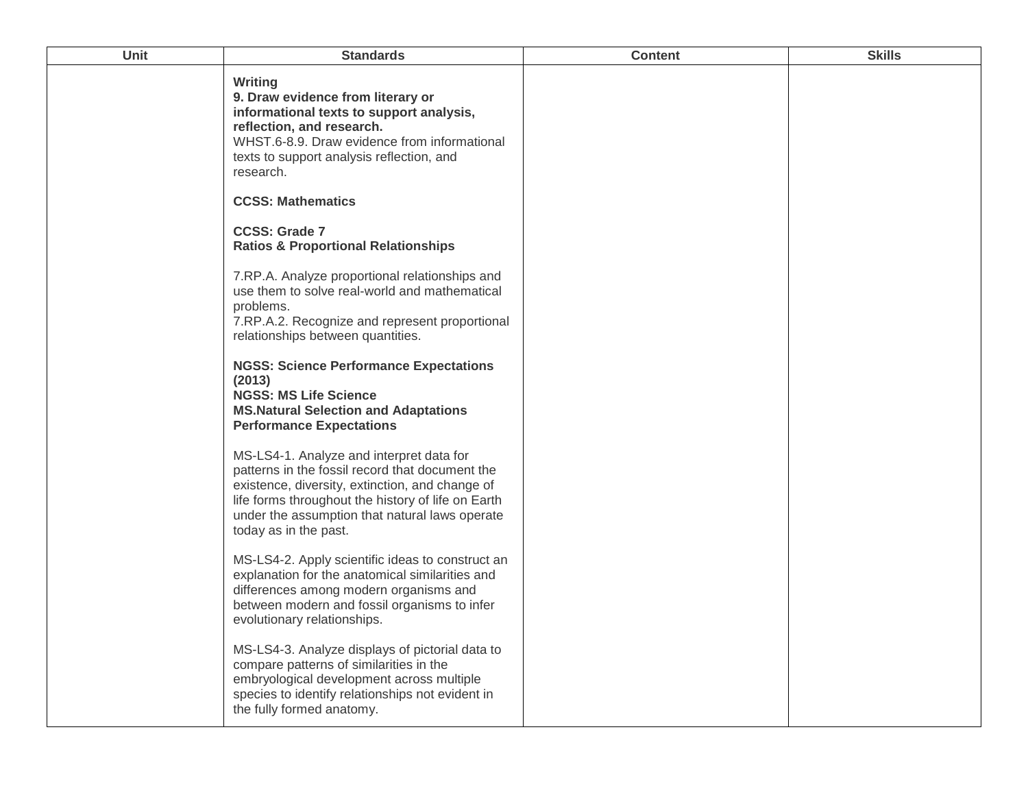| Unit | Standards | Content | Skills |
| --- | --- | --- | --- |
| | **Writing**<br>**9. Draw evidence from literary or informational texts to support analysis, reflection, and research.**<br>WHST.6-8.9. Draw evidence from informational texts to support analysis reflection, and research.<br><br>**CCSS: Mathematics**<br><br>**CCSS: Grade 7**<br>**Ratios & Proportional Relationships**<br><br>7.RP.A. Analyze proportional relationships and use them to solve real-world and mathematical problems.<br>7.RP.A.2. Recognize and represent proportional relationships between quantities.<br><br>**NGSS: Science Performance Expectations (2013)**<br>**NGSS: MS Life Science**<br>**MS.Natural Selection and Adaptations Performance Expectations**<br><br>MS-LS4-1. Analyze and interpret data for patterns in the fossil record that document the existence, diversity, extinction, and change of life forms throughout the history of life on Earth under the assumption that natural laws operate today as in the past.<br><br>MS-LS4-2. Apply scientific ideas to construct an explanation for the anatomical similarities and differences among modern organisms and between modern and fossil organisms to infer evolutionary relationships.<br><br>MS-LS4-3. Analyze displays of pictorial data to compare patterns of similarities in the embryological development across multiple species to identify relationships not evident in the fully formed anatomy. | | |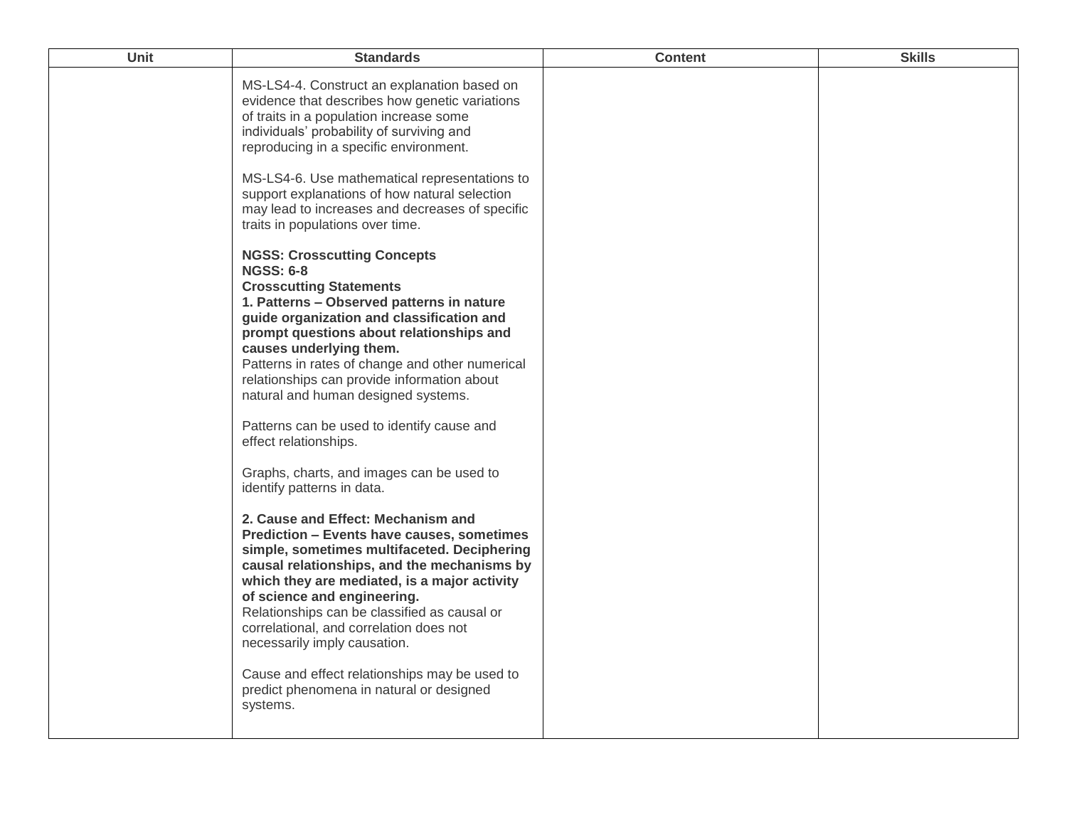| Unit | Standards | Content | Skills |
|---|---|---|---|
| | MS-LS4-4. Construct an explanation based on evidence that describes how genetic variations of traits in a population increase some individuals' probability of surviving and reproducing in a specific environment.<br><br>MS-LS4-6. Use mathematical representations to support explanations of how natural selection may lead to increases and decreases of specific traits in populations over time.<br><br>**NGSS: Crosscutting Concepts**<br>**NGSS: 6-8**<br>**Crosscutting Statements**<br>**1. Patterns – Observed patterns in nature guide organization and classification and prompt questions about relationships and causes underlying them.**<br>Patterns in rates of change and other numerical relationships can provide information about natural and human designed systems.<br><br>Patterns can be used to identify cause and effect relationships.<br><br>Graphs, charts, and images can be used to identify patterns in data.<br><br>**2. Cause and Effect: Mechanism and Prediction – Events have causes, sometimes simple, sometimes multifaceted. Deciphering causal relationships, and the mechanisms by which they are mediated, is a major activity of science and engineering.**<br>Relationships can be classified as causal or correlational, and correlation does not necessarily imply causation.<br><br>Cause and effect relationships may be used to predict phenomena in natural or designed systems. | | |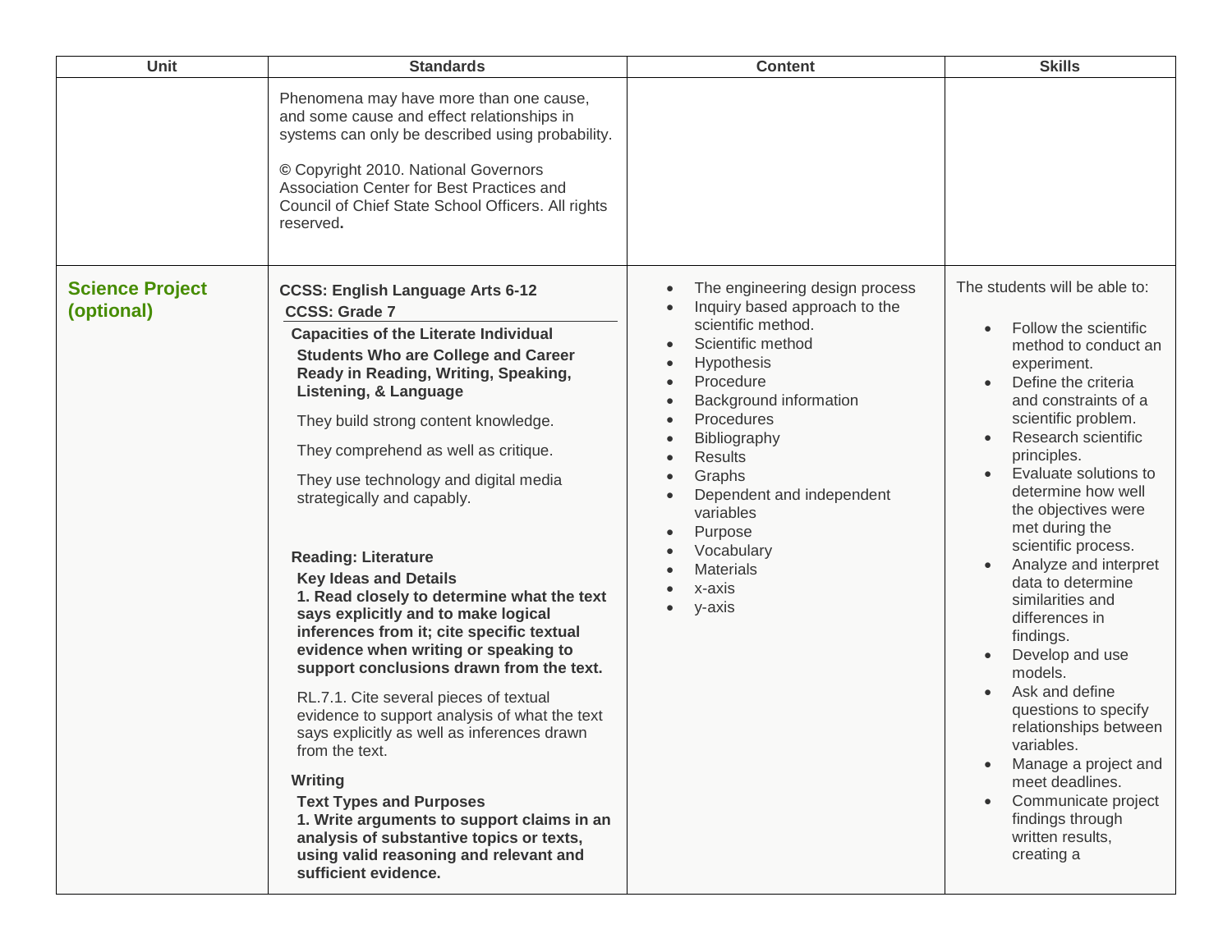| Unit | Standards | Content | Skills |
|---|---|---|---|
| | Phenomena may have more than one cause, and some cause and effect relationships in systems can only be described using probability.<br><br>© Copyright 2010. National Governors Association Center for Best Practices and Council of Chief State School Officers. All rights reserved**.** | | |
| **Science Project (optional)** | **CCSS: English Language Arts 6-12**<br>**CCSS: Grade 7**<br>**Capacities of the Literate Individual**<br>**Students Who are College and Career Ready in Reading, Writing, Speaking, Listening, & Language**<br><br>They build strong content knowledge.<br><br>They comprehend as well as critique.<br><br>They use technology and digital media strategically and capably.<br><br>**Reading: Literature**<br>**Key Ideas and Details**<br>**1. Read closely to determine what the text says explicitly and to make logical inferences from it; cite specific textual evidence when writing or speaking to support conclusions drawn from the text.**<br><br>RL.7.1. Cite several pieces of textual evidence to support analysis of what the text says explicitly as well as inferences drawn from the text.<br><br>**Writing**<br>**Text Types and Purposes**<br>**1. Write arguments to support claims in an analysis of substantive topics or texts, using valid reasoning and relevant and sufficient evidence.** | • The engineering design process<br>• Inquiry based approach to the scientific method.<br>• Scientific method<br>• Hypothesis<br>• Procedure<br>• Background information<br>• Procedures<br>• Bibliography<br>• Results<br>• Graphs<br>• Dependent and independent variables<br>• Purpose<br>• Vocabulary<br>• Materials<br>• x-axis<br>• y-axis | The students will be able to:<br><br>• Follow the scientific method to conduct an experiment.<br>• Define the criteria and constraints of a scientific problem.<br>• Research scientific principles.<br>• Evaluate solutions to determine how well the objectives were met during the scientific process.<br>• Analyze and interpret data to determine similarities and differences in findings.<br>• Develop and use models.<br>• Ask and define questions to specify relationships between variables.<br>• Manage a project and meet deadlines.<br>• Communicate project findings through written results, creating a |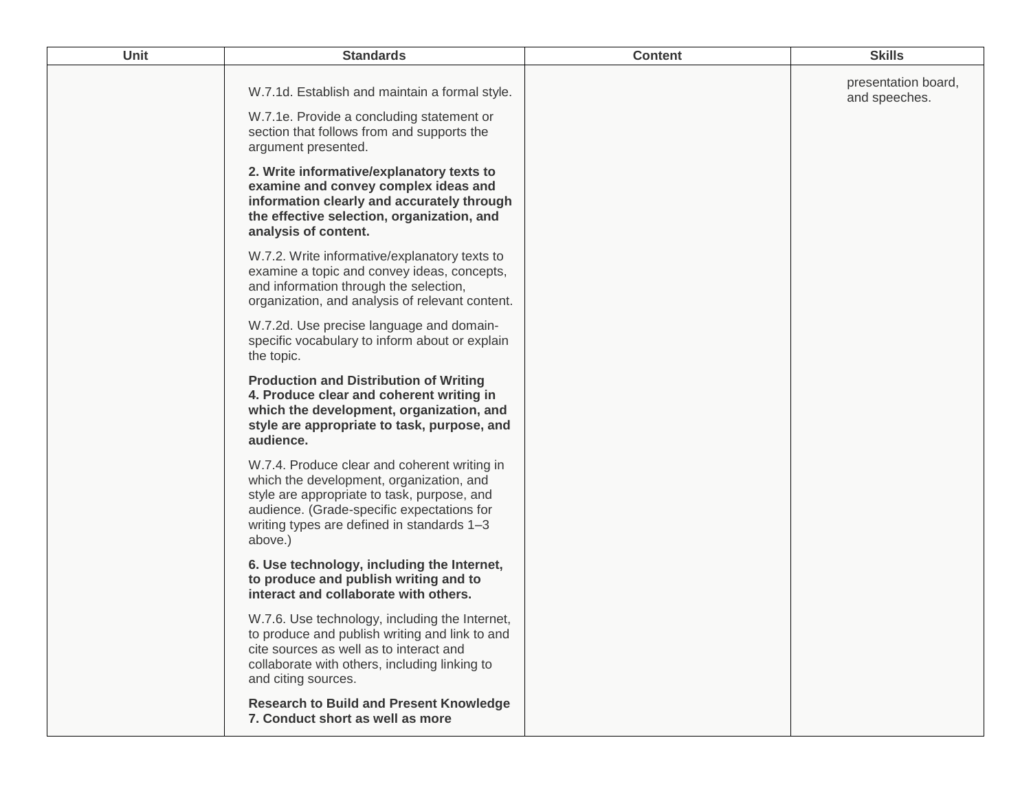| Unit | Standards | Content | Skills |
| --- | --- | --- | --- |
| | W.7.1d. Establish and maintain a formal style.<br><br>W.7.1e. Provide a concluding statement or section that follows from and supports the argument presented.<br><br>**2. Write informative/explanatory texts to examine and convey complex ideas and information clearly and accurately through the effective selection, organization, and analysis of content.**<br><br>W.7.2. Write informative/explanatory texts to examine a topic and convey ideas, concepts, and information through the selection, organization, and analysis of relevant content.<br><br>W.7.2d. Use precise language and domain-specific vocabulary to inform about or explain the topic.<br><br>**Production and Distribution of Writing**<br>**4. Produce clear and coherent writing in which the development, organization, and style are appropriate to task, purpose, and audience.**<br><br>W.7.4. Produce clear and coherent writing in which the development, organization, and style are appropriate to task, purpose, and audience. (Grade-specific expectations for writing types are defined in standards 1–3 above.)<br><br>**6. Use technology, including the Internet, to produce and publish writing and to interact and collaborate with others.**<br><br>W.7.6. Use technology, including the Internet, to produce and publish writing and link to and cite sources as well as to interact and collaborate with others, including linking to and citing sources.<br><br>**Research to Build and Present Knowledge**<br>**7. Conduct short as well as more** | | presentation board, and speeches. |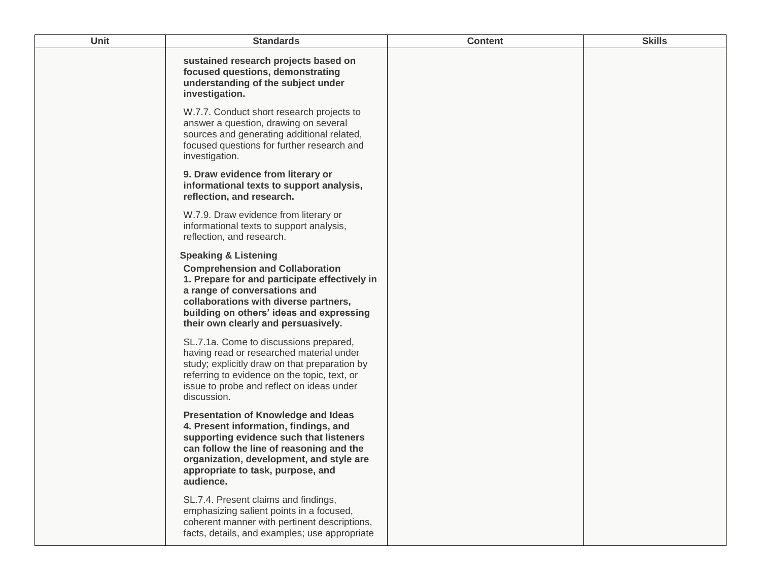| Unit | Standards | Content | Skills |
|---|---|---|---|
| | **sustained research projects based on focused questions, demonstrating understanding of the subject under investigation.**<br><br>W.7.7. Conduct short research projects to answer a question, drawing on several sources and generating additional related, focused questions for further research and investigation.<br><br>**9. Draw evidence from literary or informational texts to support analysis, reflection, and research.**<br><br>W.7.9. Draw evidence from literary or informational texts to support analysis, reflection, and research.<br><br>**Speaking & Listening**<br>**Comprehension and Collaboration**<br>**1. Prepare for and participate effectively in a range of conversations and collaborations with diverse partners, building on others' ideas and expressing their own clearly and persuasively.**<br><br>SL.7.1a. Come to discussions prepared, having read or researched material under study; explicitly draw on that preparation by referring to evidence on the topic, text, or issue to probe and reflect on ideas under discussion.<br><br>**Presentation of Knowledge and Ideas**<br>**4. Present information, findings, and supporting evidence such that listeners can follow the line of reasoning and the organization, development, and style are appropriate to task, purpose, and audience.**<br><br>SL.7.4. Present claims and findings, emphasizing salient points in a focused, coherent manner with pertinent descriptions, facts, details, and examples; use appropriate | | |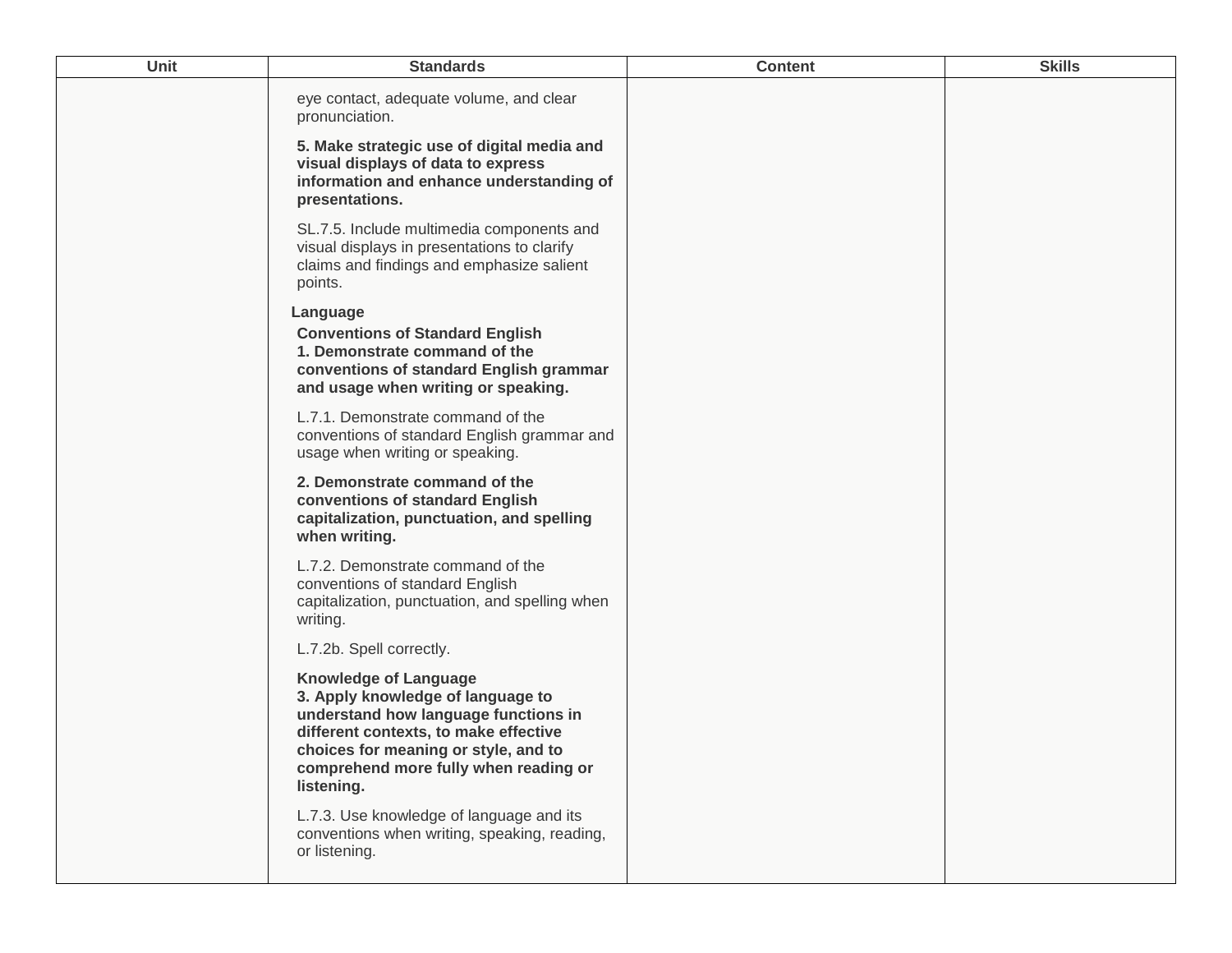| Unit | Standards | Content | Skills |
|---|---|---|---|
| | eye contact, adequate volume, and clear pronunciation.<br><br>**5. Make strategic use of digital media and visual displays of data to express information and enhance understanding of presentations.**<br><br>SL.7.5. Include multimedia components and visual displays in presentations to clarify claims and findings and emphasize salient points.<br><br>**Language**<br>**Conventions of Standard English**<br>**1. Demonstrate command of the conventions of standard English grammar and usage when writing or speaking.**<br><br>L.7.1. Demonstrate command of the conventions of standard English grammar and usage when writing or speaking.<br><br>**2. Demonstrate command of the conventions of standard English capitalization, punctuation, and spelling when writing.**<br><br>L.7.2. Demonstrate command of the conventions of standard English capitalization, punctuation, and spelling when writing.<br><br>L.7.2b. Spell correctly.<br><br>**Knowledge of Language**<br>**3. Apply knowledge of language to understand how language functions in different contexts, to make effective choices for meaning or style, and to comprehend more fully when reading or listening.**<br><br>L.7.3. Use knowledge of language and its conventions when writing, speaking, reading, or listening. | | |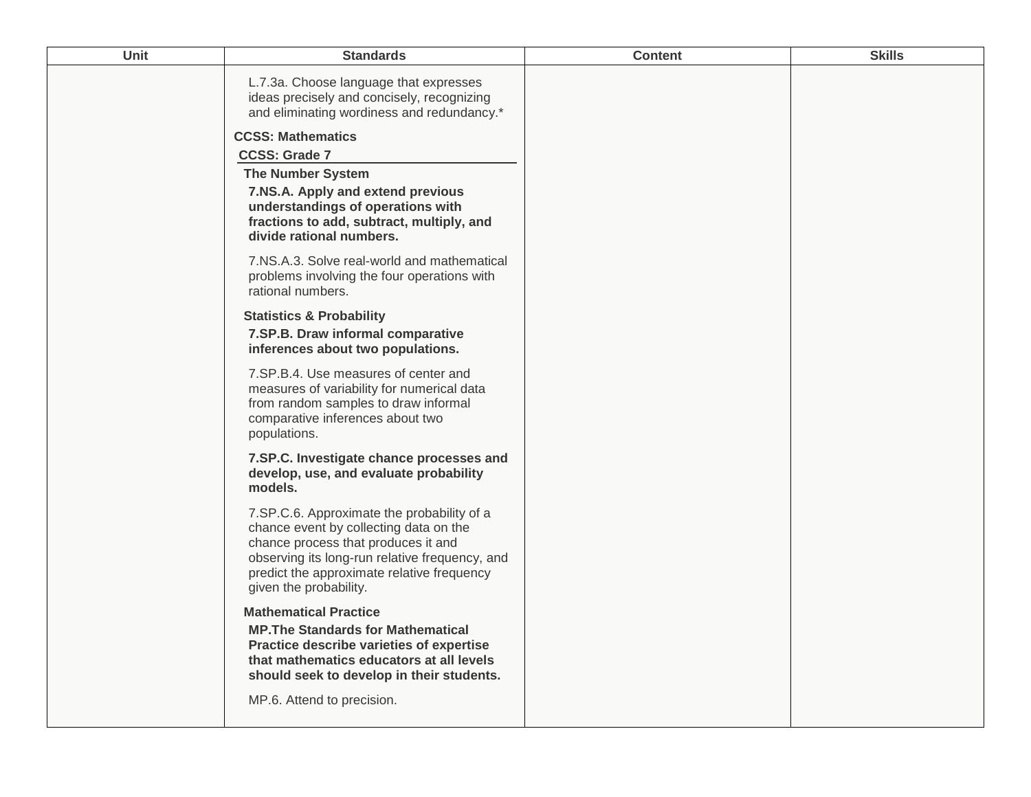| Unit | Standards | Content | Skills |
| --- | --- | --- | --- |
| | L.7.3a. Choose language that expresses ideas precisely and concisely, recognizing and eliminating wordiness and redundancy.*<br><br>**CCSS: Mathematics**<br>**CCSS: Grade 7**<br>**The Number System**<br>**7.NS.A. Apply and extend previous understandings of operations with fractions to add, subtract, multiply, and divide rational numbers.**<br><br>7.NS.A.3. Solve real-world and mathematical problems involving the four operations with rational numbers.<br><br>**Statistics & Probability**<br>**7.SP.B. Draw informal comparative inferences about two populations.**<br><br>7.SP.B.4. Use measures of center and measures of variability for numerical data from random samples to draw informal comparative inferences about two populations.<br><br>**7.SP.C. Investigate chance processes and develop, use, and evaluate probability models.**<br><br>7.SP.C.6. Approximate the probability of a chance event by collecting data on the chance process that produces it and observing its long-run relative frequency, and predict the approximate relative frequency given the probability.<br><br>**Mathematical Practice**<br>**MP.The Standards for Mathematical Practice describe varieties of expertise that mathematics educators at all levels should seek to develop in their students.**<br><br>MP.6. Attend to precision. | | |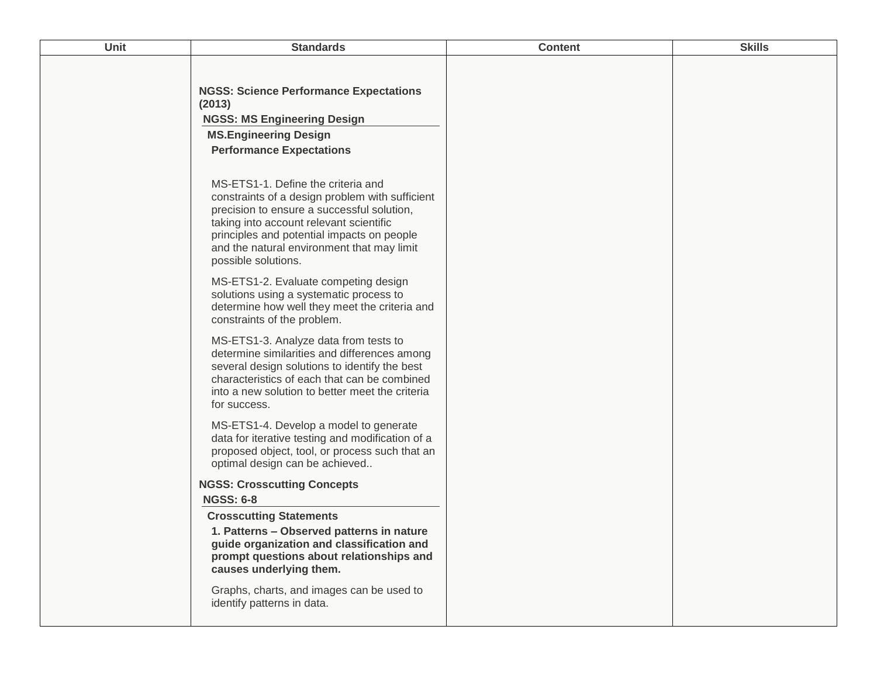| Unit | Standards | Content | Skills |
| --- | --- | --- | --- |
| | **NGSS: Science Performance Expectations (2013)**<br>**NGSS: MS Engineering Design**<br>**MS.Engineering Design**<br>**Performance Expectations**<br><br>MS-ETS1-1. Define the criteria and constraints of a design problem with sufficient precision to ensure a successful solution, taking into account relevant scientific principles and potential impacts on people and the natural environment that may limit possible solutions.<br><br>MS-ETS1-2. Evaluate competing design solutions using a systematic process to determine how well they meet the criteria and constraints of the problem.<br><br>MS-ETS1-3. Analyze data from tests to determine similarities and differences among several design solutions to identify the best characteristics of each that can be combined into a new solution to better meet the criteria for success.<br><br>MS-ETS1-4. Develop a model to generate data for iterative testing and modification of a proposed object, tool, or process such that an optimal design can be achieved..<br><br>**NGSS: Crosscutting Concepts**<br>**NGSS: 6-8**<br>**Crosscutting Statements**<br>**1. Patterns – Observed patterns in nature guide organization and classification and prompt questions about relationships and causes underlying them.**<br><br>Graphs, charts, and images can be used to identify patterns in data. | | |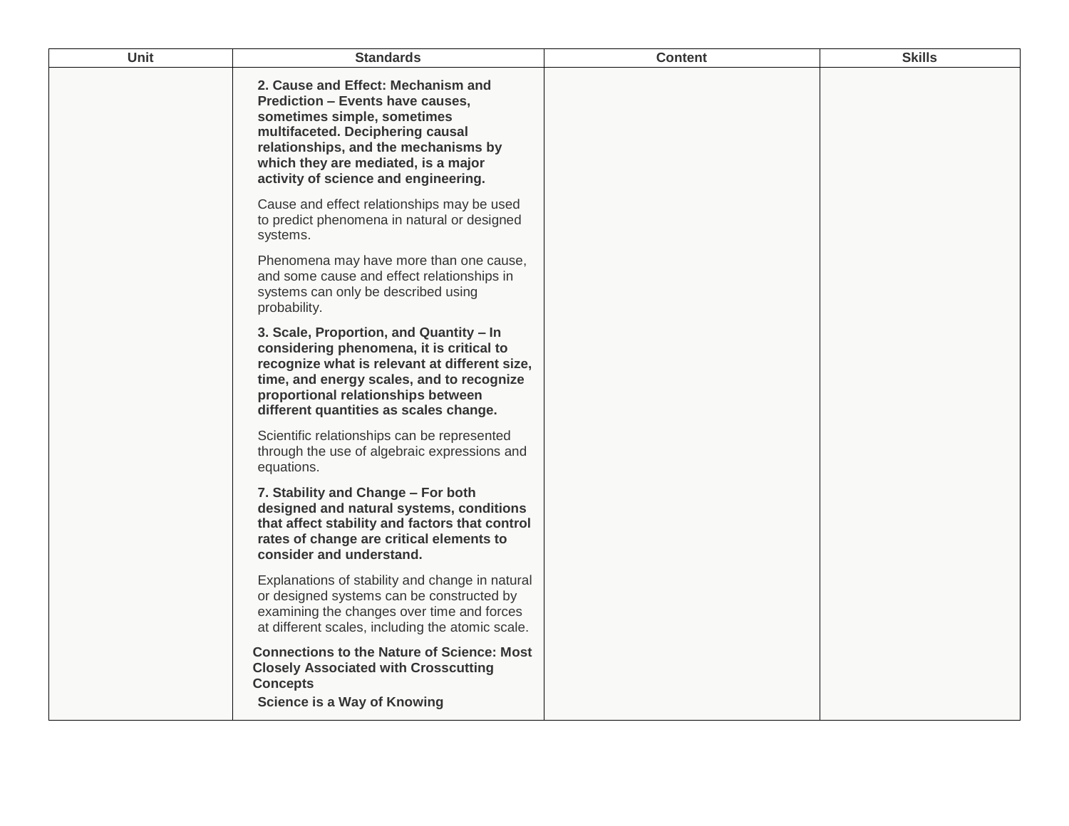| Unit | Standards | Content | Skills |
| --- | --- | --- | --- |
| | **2. Cause and Effect: Mechanism and Prediction – Events have causes, sometimes simple, sometimes multifaceted. Deciphering causal relationships, and the mechanisms by which they are mediated, is a major activity of science and engineering.**<br><br>Cause and effect relationships may be used to predict phenomena in natural or designed systems.<br><br>Phenomena may have more than one cause, and some cause and effect relationships in systems can only be described using probability.<br><br>**3. Scale, Proportion, and Quantity – In considering phenomena, it is critical to recognize what is relevant at different size, time, and energy scales, and to recognize proportional relationships between different quantities as scales change.**<br><br>Scientific relationships can be represented through the use of algebraic expressions and equations.<br><br>**7. Stability and Change – For both designed and natural systems, conditions that affect stability and factors that control rates of change are critical elements to consider and understand.**<br><br>Explanations of stability and change in natural or designed systems can be constructed by examining the changes over time and forces at different scales, including the atomic scale.<br><br>**Connections to the Nature of Science: Most Closely Associated with Crosscutting Concepts**<br><br>**Science is a Way of Knowing** | | |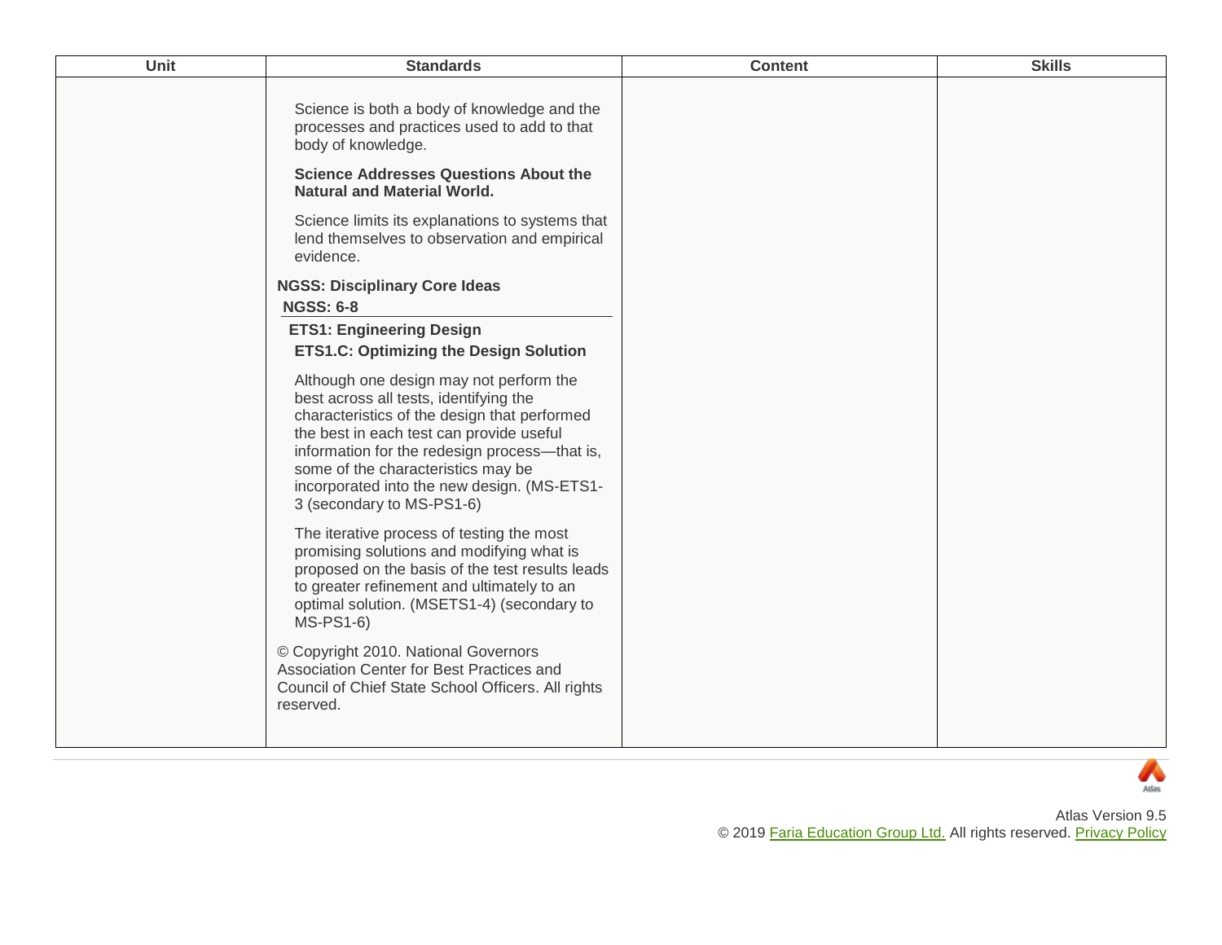| Unit | Standards | Content | Skills |
| --- | --- | --- | --- |
| | Science is both a body of knowledge and the processes and practices used to add to that body of knowledge.<br><br>**Science Addresses Questions About the Natural and Material World.**<br><br>Science limits its explanations to systems that lend themselves to observation and empirical evidence.<br><br>**NGSS: Disciplinary Core Ideas**<br>**NGSS: 6-8**<br>**ETS1: Engineering Design**<br>**ETS1.C: Optimizing the Design Solution**<br><br>Although one design may not perform the best across all tests, identifying the characteristics of the design that performed the best in each test can provide useful information for the redesign process—that is, some of the characteristics may be incorporated into the new design. (MS-ETS1-3 (secondary to MS-PS1-6)<br><br>The iterative process of testing the most promising solutions and modifying what is proposed on the basis of the test results leads to greater refinement and ultimately to an optimal solution. (MSETS1-4) (secondary to MS-PS1-6)<br><br>© Copyright 2010. National Governors Association Center for Best Practices and Council of Chief State School Officers. All rights reserved. | | |

Atlas Version 9.5
© 2019 Faria Education Group Ltd. All rights reserved. Privacy Policy